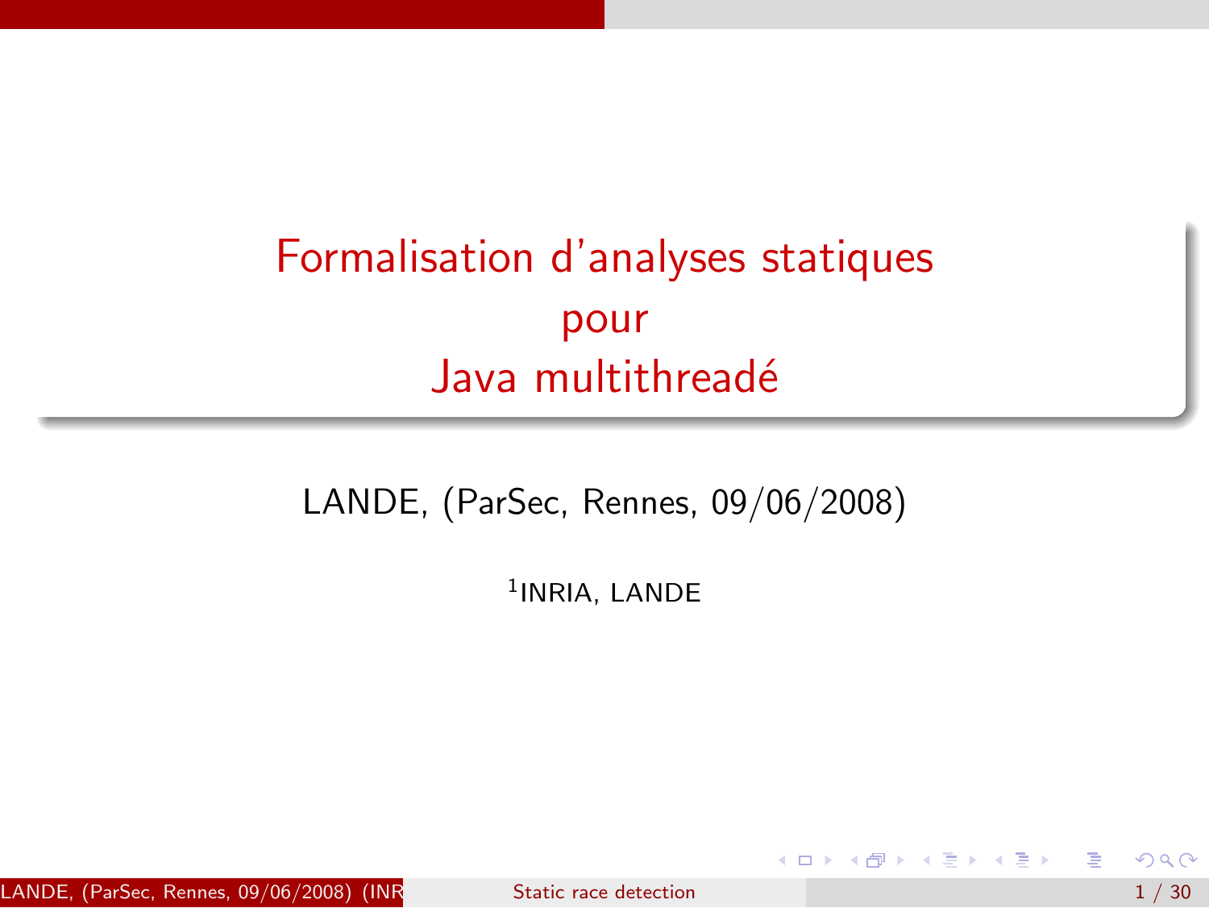# Formalisation d'analyses statiques pour Java multithreadé

LANDE, (ParSec, Rennes, 09/06/2008)

[1]INRIA, LANDE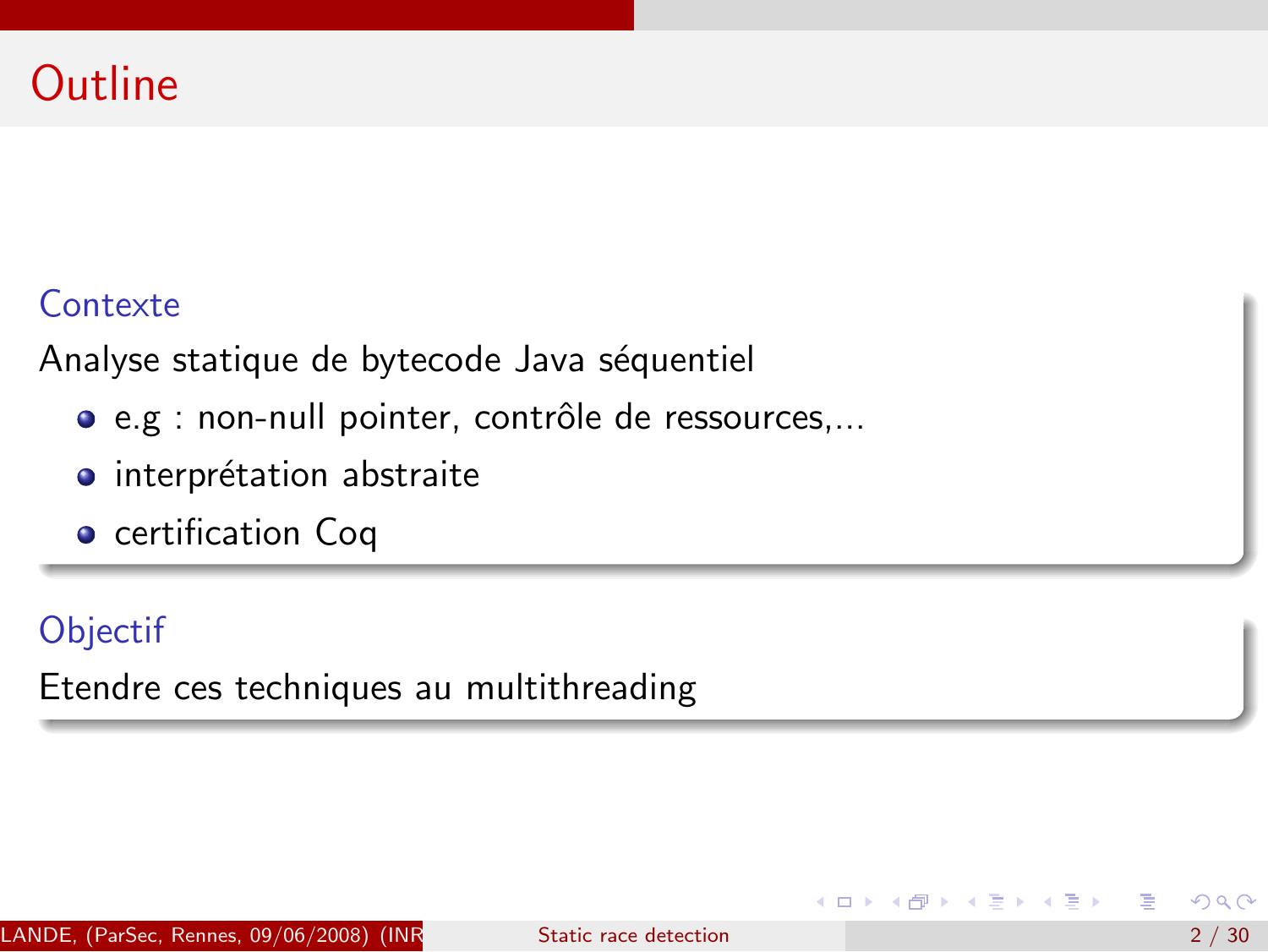# Outline

### Contexte

Analyse statique de bytecode Java séquentiel

- e.g : non-null pointer, contrôle de ressources,...
- interprétation abstraite
- certification Coq

### Objectif

Etendre ces techniques au multithreading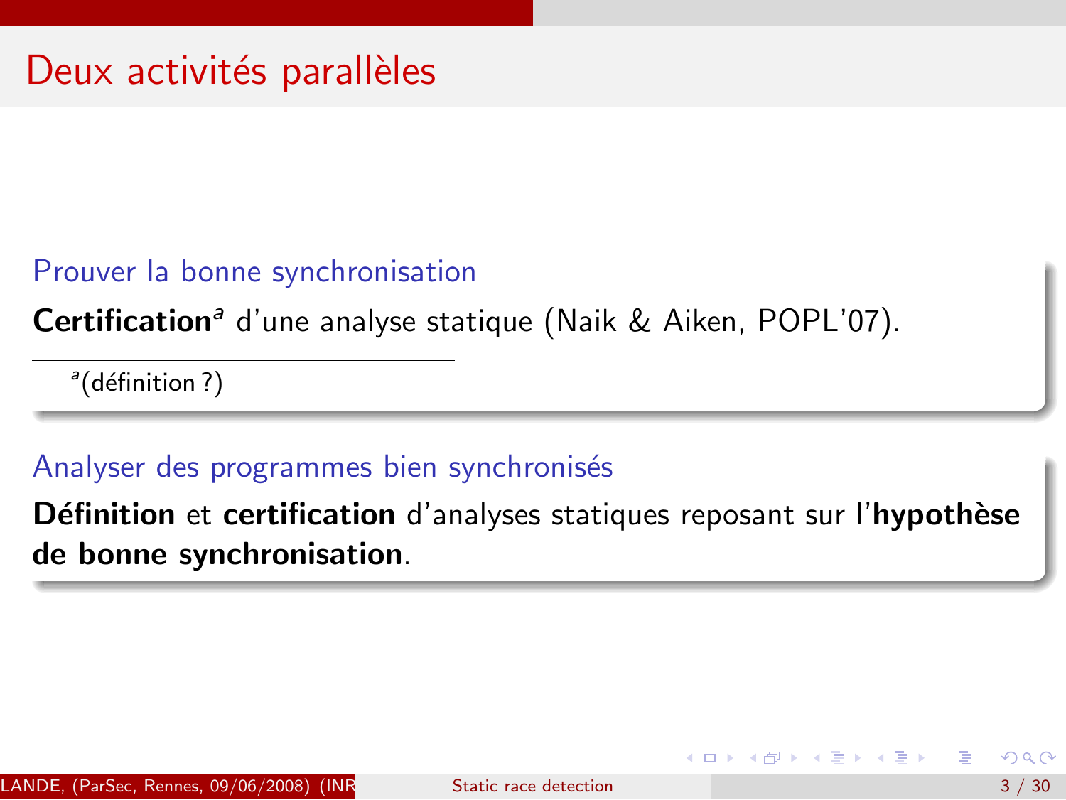# Deux activités parallèles

### Prouver la bonne synchronisation

**Certification**[a] d'une analyse statique (Naik & Aiken, POPL'07).

[a] (définition ?)

### Analyser des programmes bien synchronisés

**Définition** et **certification** d'analyses statiques reposant sur l'**hypothèse de bonne synchronisation**.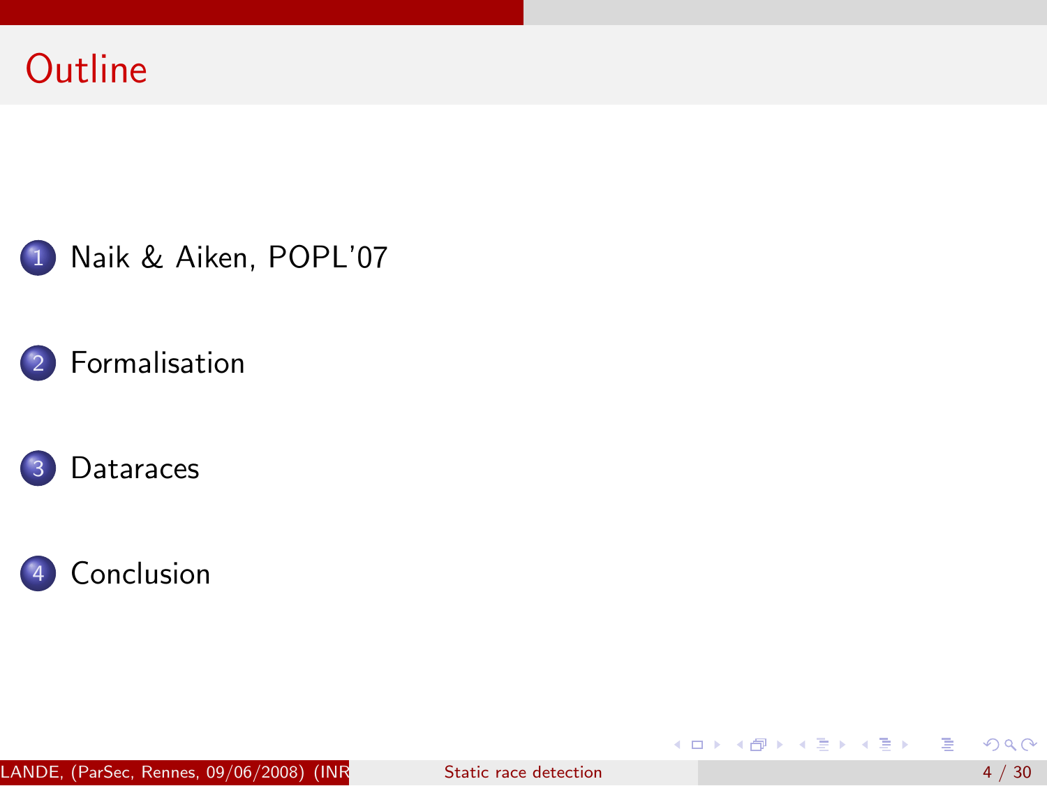# Outline

1. Naik & Aiken, POPL'07
2. Formalisation
3. Dataraces
4. Conclusion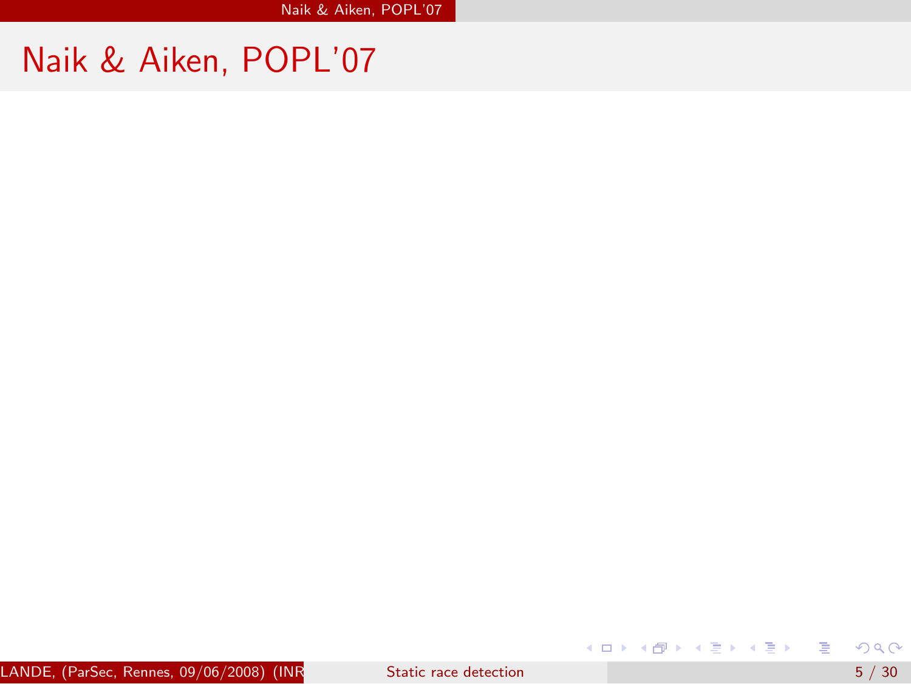# Naik & Aiken, POPL'07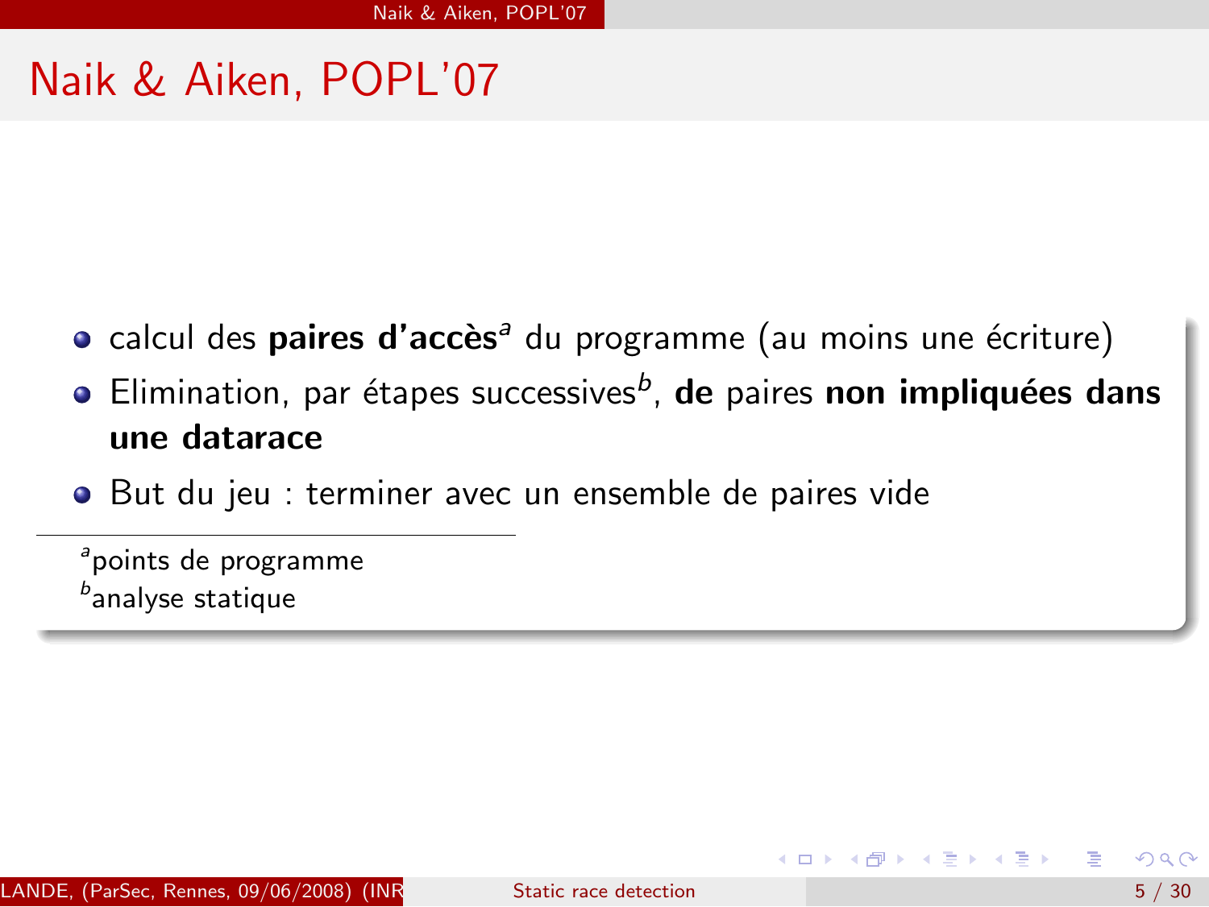# Naik & Aiken, POPL'07

- calcul des **paires d'accès**[a] du programme (au moins une écriture)
- Elimination, par étapes successives[b], **de** paires **non impliquées dans une datarace**
- But du jeu : terminer avec un ensemble de paires vide

[a] points de programme
[b] analyse statique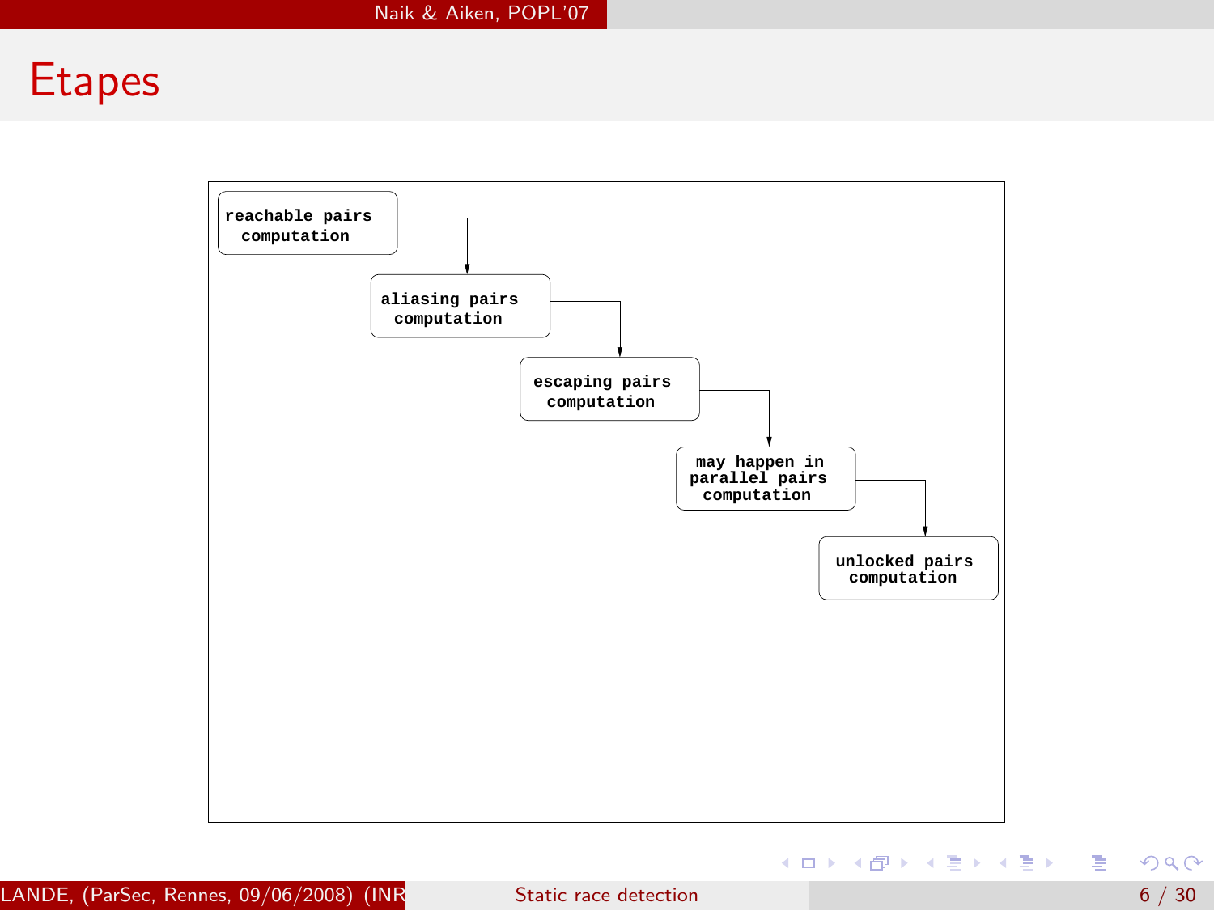# Etapes

reachable pairs computation

aliasing pairs computation

escaping pairs computation

may happen in parallel pairs computation

unlocked pairs computation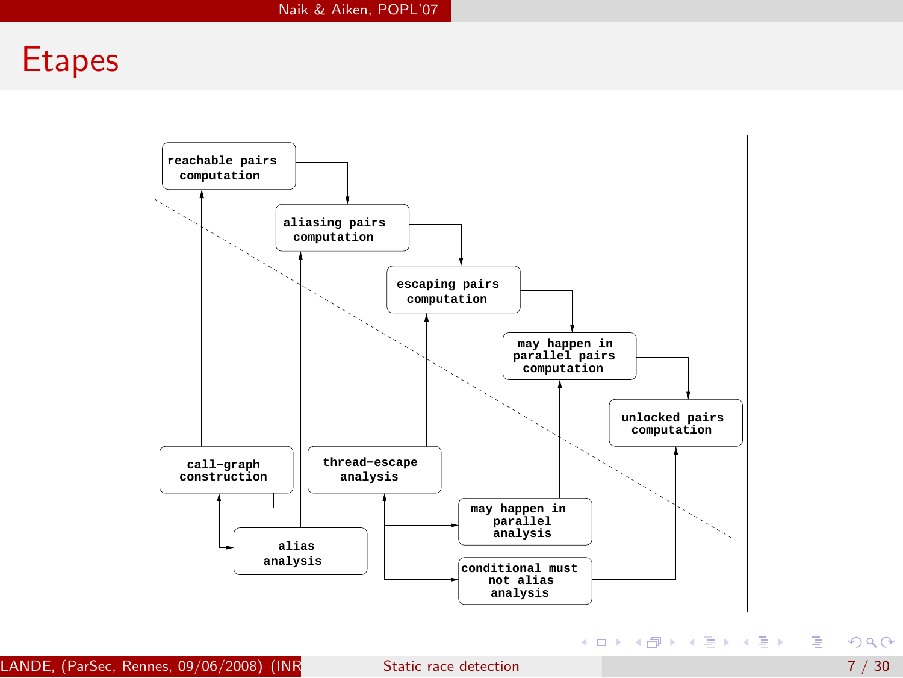# Etapes

reachable pairs computation

aliasing pairs computation

escaping pairs computation

may happen in parallel pairs computation

unlocked pairs computation

call−graph construction

thread−escape analysis

may happen in parallel analysis

alias analysis

conditional must not alias analysis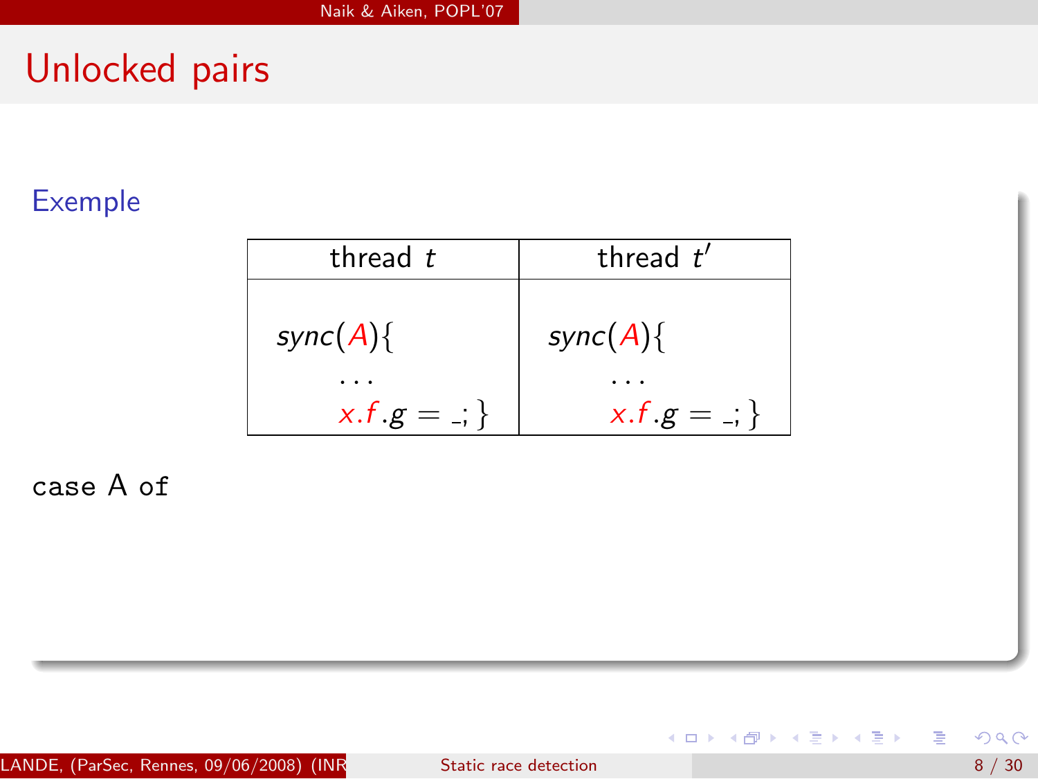# Unlocked pairs

**Exemple**

| thread $t$ | thread $t'$ |
| --- | --- |
| $sync(A)\{$ <br> $\ldots$ <br> $x.f.g = \_;\}$ | $sync(A)\{$ <br> $\ldots$ <br> $x.f.g = \_;\}$ |

case A of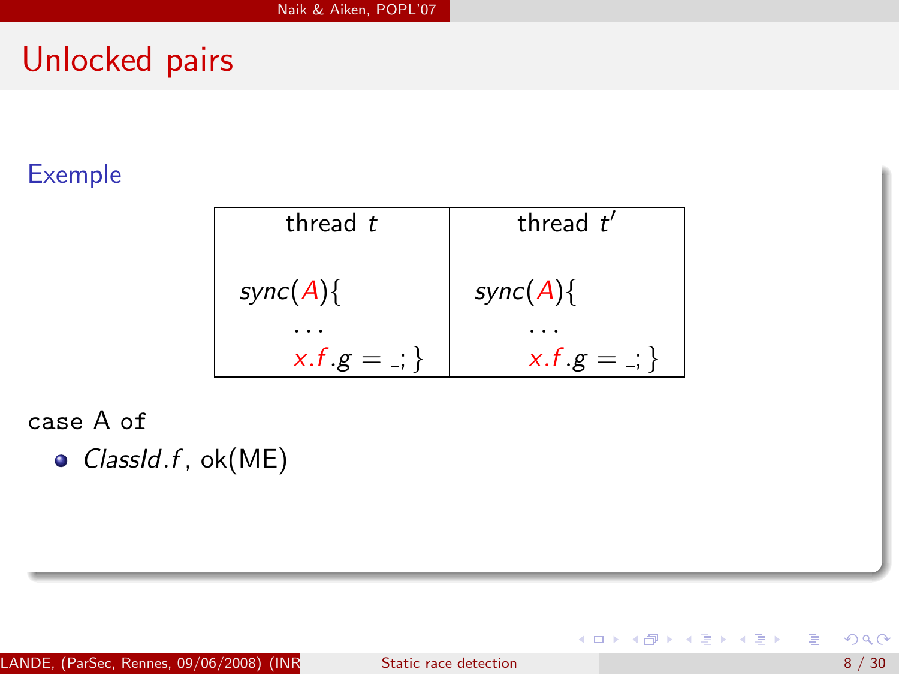# Unlocked pairs

### Exemple

| thread $t$ | thread $t'$ |
|---|---|
| $sync(A)\{$ $\ldots$ $x.f.g = \_;\}$ | $sync(A)\{$ $\ldots$ $x.f.g = \_;\}$ |

case A of

- $ClassId.f$, ok(ME)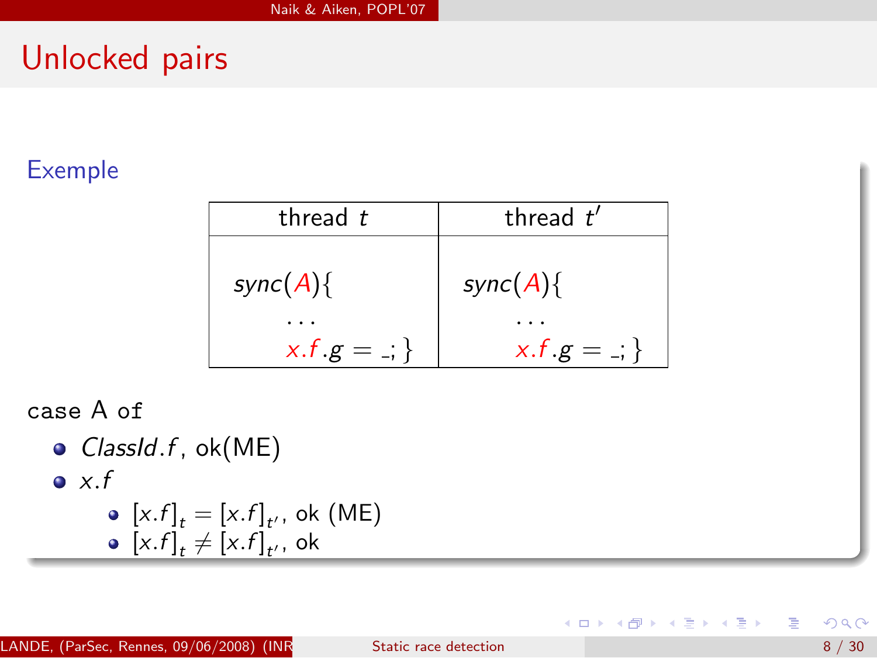# Unlocked pairs

**Exemple**

| thread $t$ | thread $t'$ |
|---|---|
| $sync(A)\{$ ... $x.f.g = \_;\}$ | $sync(A)\{$ ... $x.f.g = \_;\}$ |

case A of

- $ClassId.f$, ok(ME)
- $x.f$
  - $[x.f]_t = [x.f]_{t'}$, ok (ME)
  - $[x.f]_t \neq [x.f]_{t'}$, ok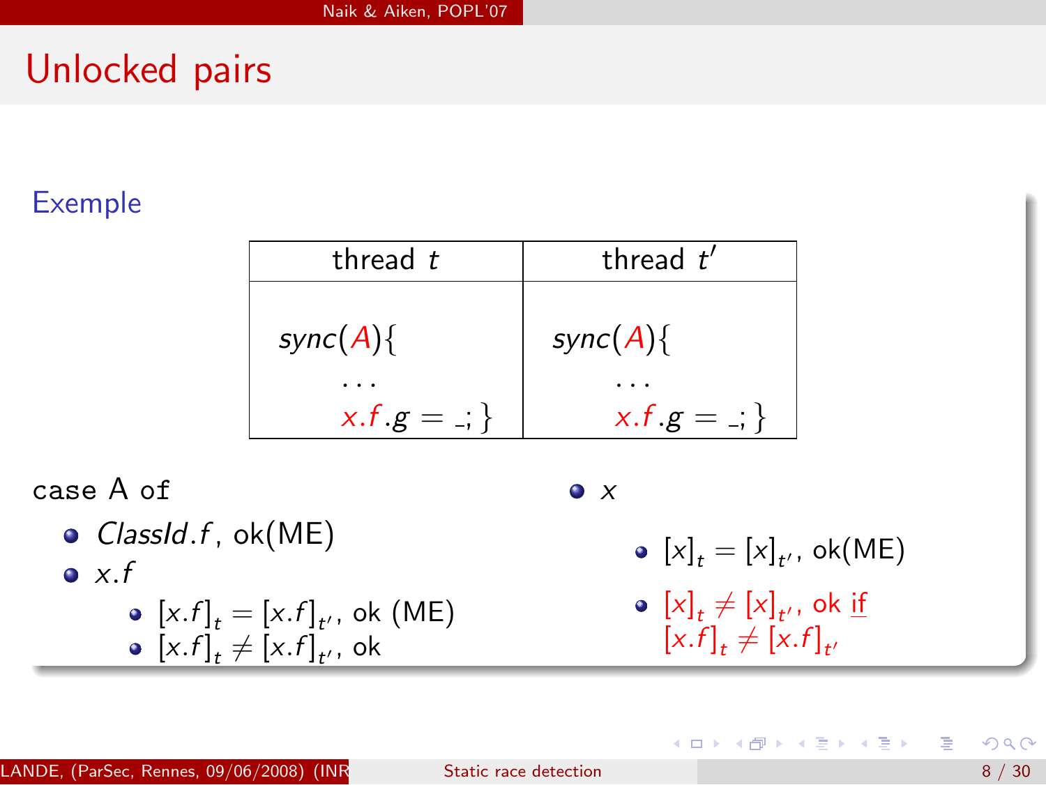# Unlocked pairs

### Exemple

| thread $t$ | thread $t'$ |
|---|---|
| $sync(A)\{$ $\ldots$ $x.f.g = \_;\}$ | $sync(A)\{$ $\ldots$ $x.f.g = \_;\}$ |

case A of

- $ClassId.f$, ok(ME)
- $x.f$
  - $[x.f]_t = [x.f]_{t'}$, ok (ME)
  - $[x.f]_t \neq [x.f]_{t'}$, ok
- $x$
  - $[x]_t = [x]_{t'}$, ok(ME)
  - $[x]_t \neq [x]_{t'}$, ok if $[x.f]_t \neq [x.f]_{t'}$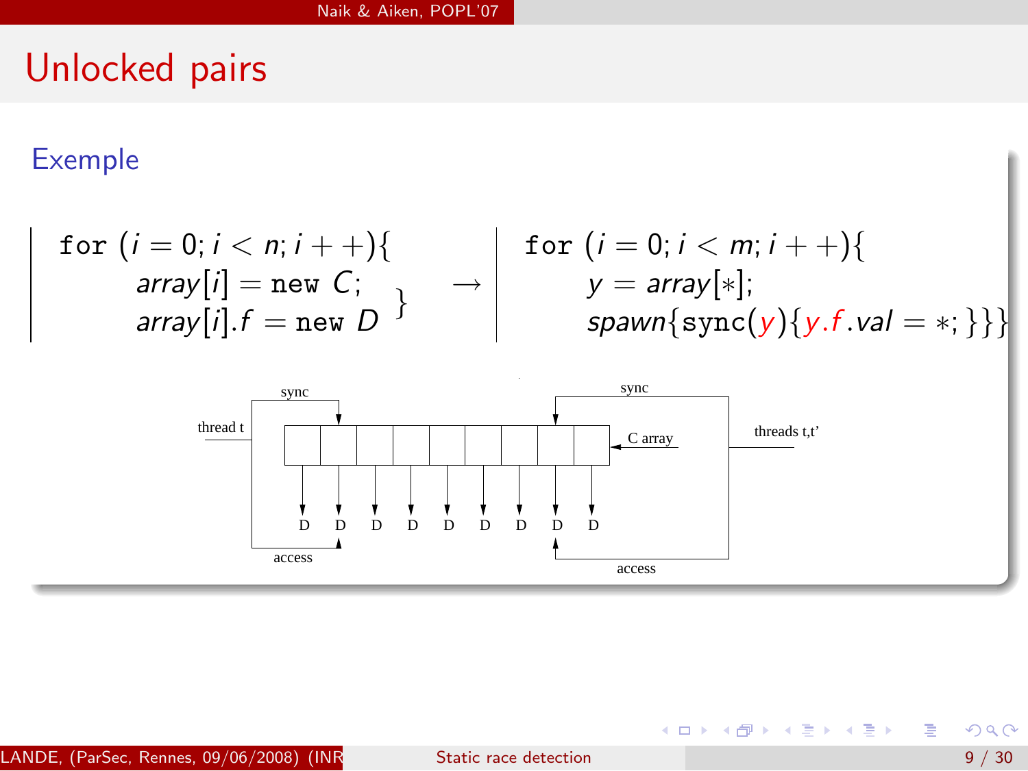# Unlocked pairs

## Exemple

```
for (i = 0; i < n; i++){
    array[i] = new C;
    array[i].f = new D
}
```

$\rightarrow$

```
for (i = 0; i < m; i++){
    y = array[*];
    spawn{sync(y){y.f.val = *;}}}
```

sync

thread t

C array

threads t,t'

D D D D D D D D D

access

sync

access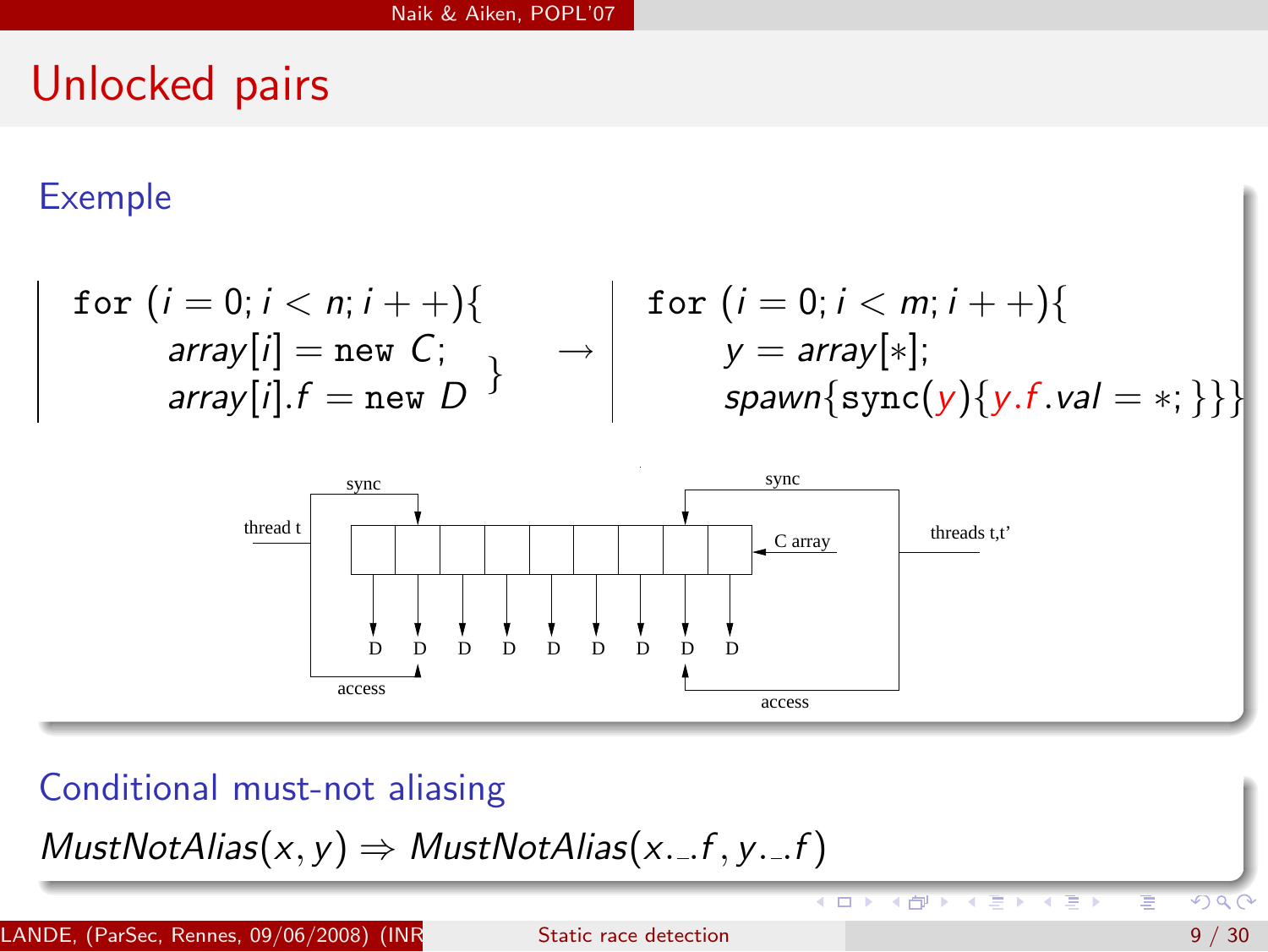# Unlocked pairs

## Exemple

$$\texttt{for } (i = 0; i < n; i{+}{+})\{ \quad array[i] = \texttt{new } C; \quad array[i].f = \texttt{new } D \; \} \quad \rightarrow \quad \texttt{for } (i = 0; i < m; i{+}{+})\{ \quad y = array[*]; \quad spawn\{\texttt{sync}(y)\{y.f.val = *;\}\}\}$$

sync

thread t

access

sync

C array

threads t,t'

access

D D D D D D D D D

## Conditional must-not aliasing

$$MustNotAlias(x, y) \Rightarrow MustNotAlias(x.\_.f, y.\_.f)$$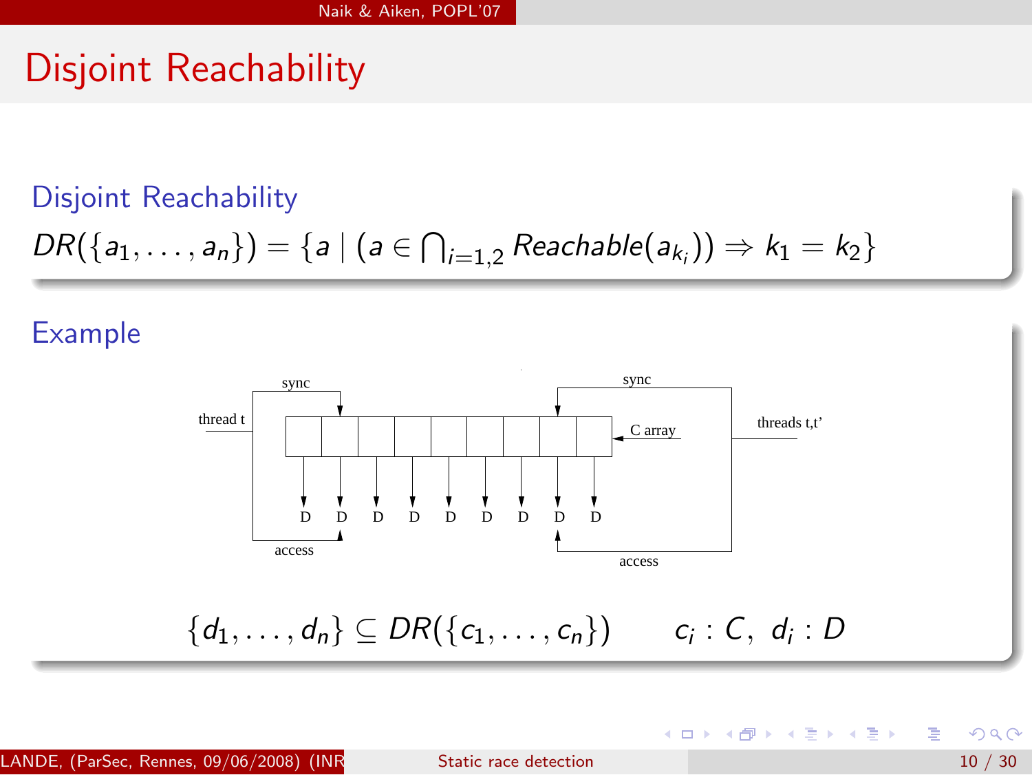# Disjoint Reachability

## Disjoint Reachability

$$DR(\{a_1, \ldots, a_n\}) = \{a \mid (a \in \bigcap_{i=1,2} Reachable(a_{k_i})) \Rightarrow k_1 = k_2\}$$

## Example

sync

thread t

sync

C array

threads t,t'

D D D D D D D D D

access

access

$$\{d_1, \ldots, d_n\} \subseteq DR(\{c_1, \ldots, c_n\}) \qquad c_i : C, \; d_i : D$$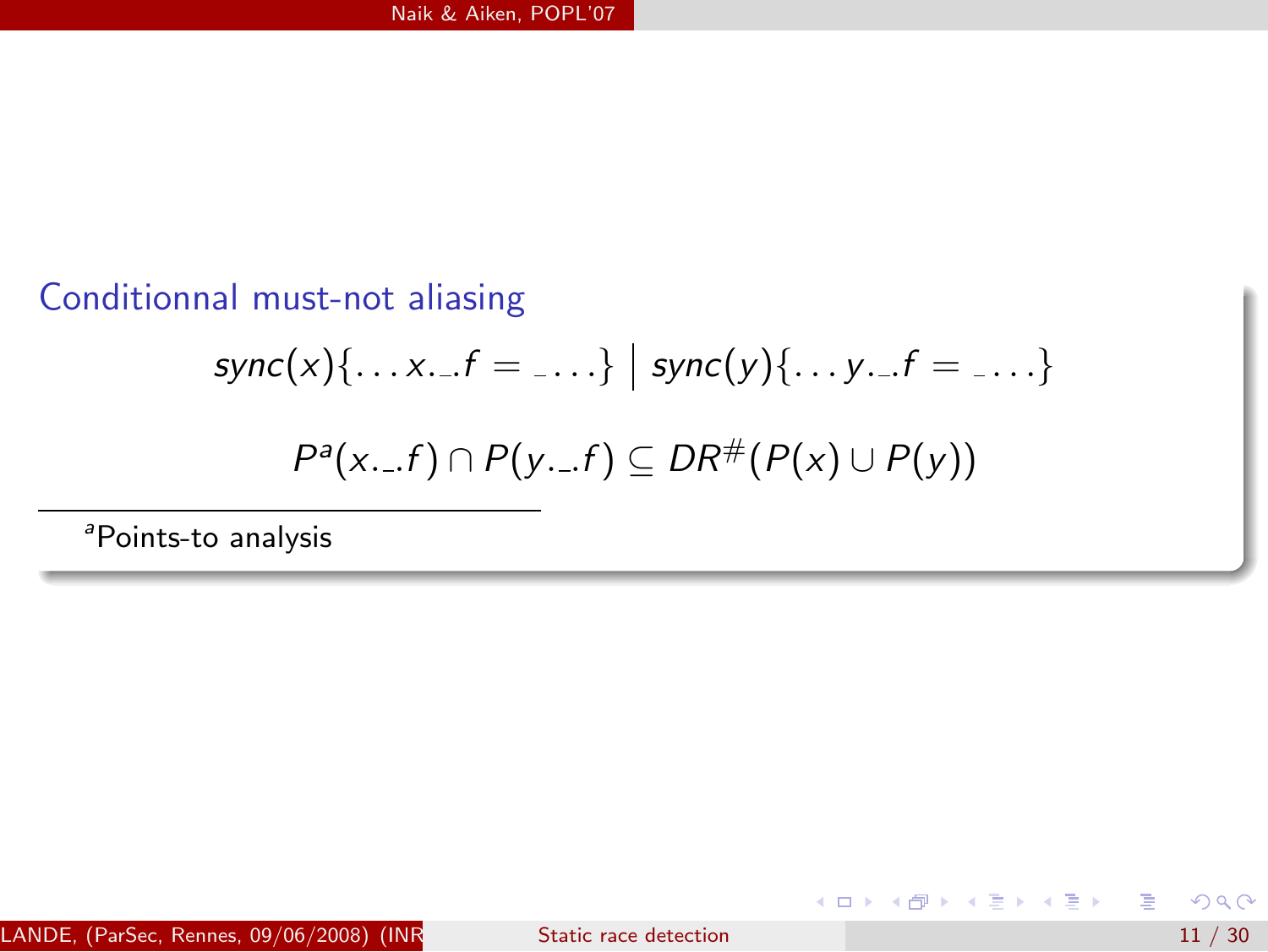## Conditionnal must-not aliasing

$$sync(x)\{\ldots x.\_.f = \_\ldots\} \mid sync(y)\{\ldots y.\_.f = \_\ldots\}$$

$$P^a(x.\_.f) \cap P(y.\_.f) \subseteq DR^\#(P(x) \cup P(y))$$

[a] Points-to analysis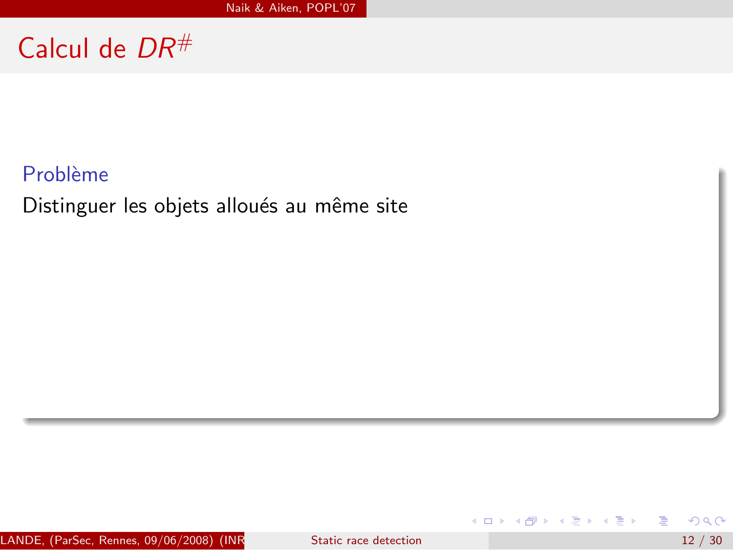# Calcul de $DR^{\#}$

**Problème**

Distinguer les objets alloués au même site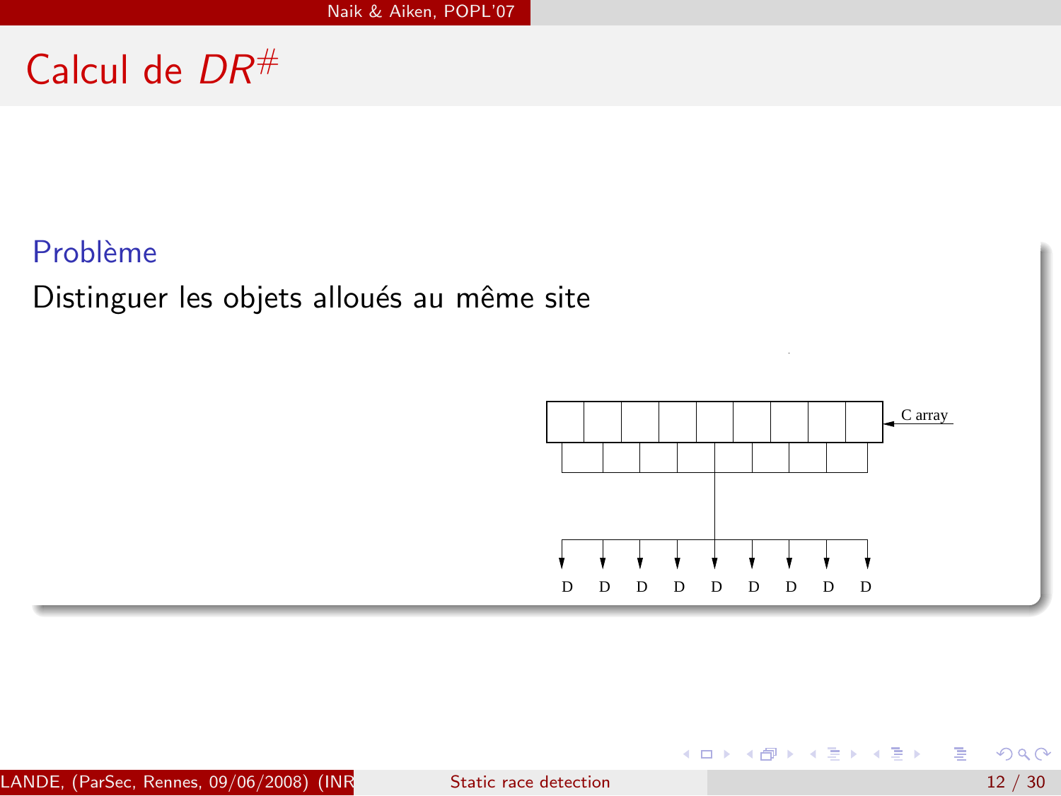# Calcul de $DR^{\#}$

**Problème**

Distinguer les objets alloués au même site

C array

D D D D D D D D D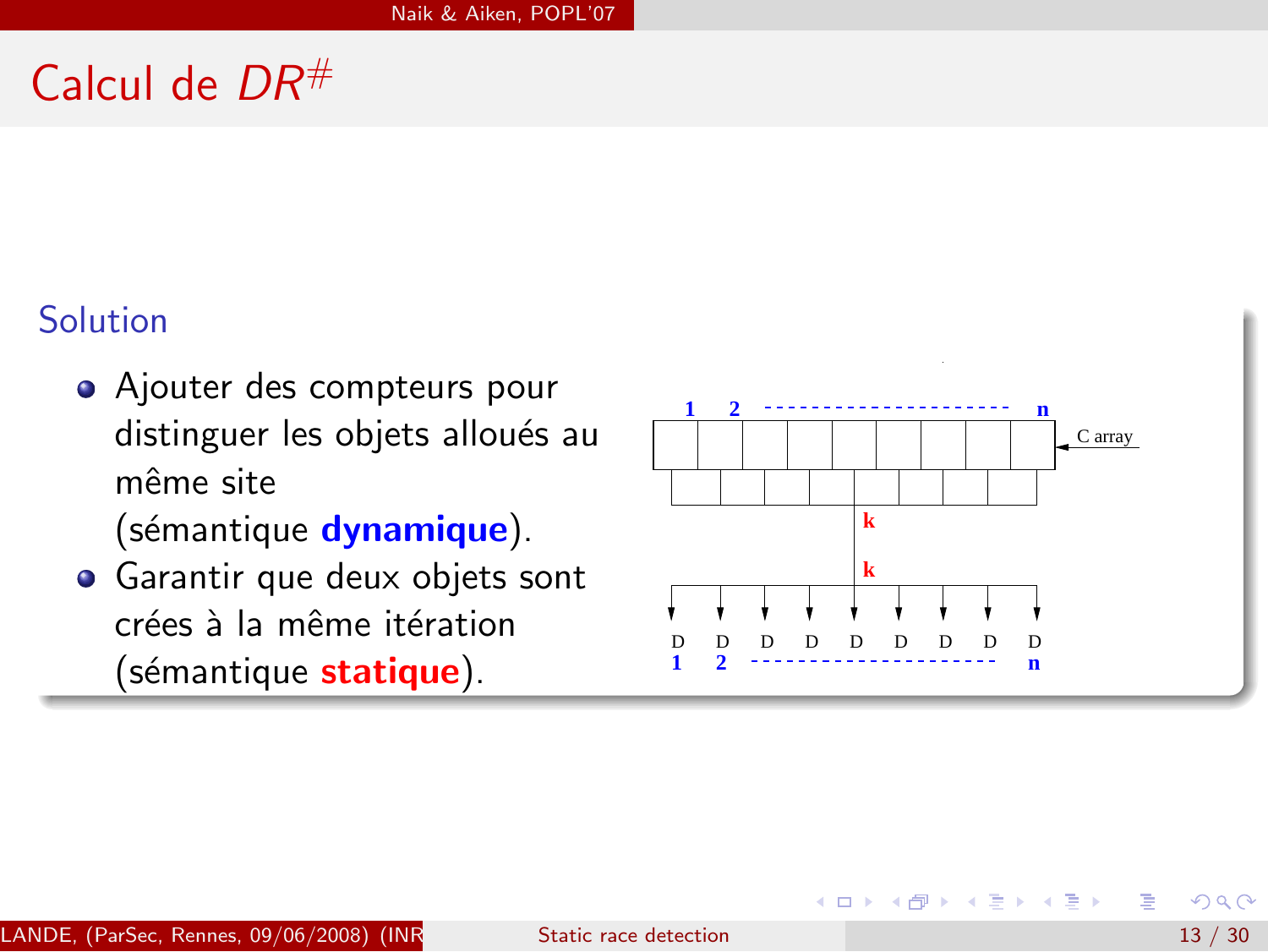# Calcul de $DR^{\#}$

### Solution

- Ajouter des compteurs pour distinguer les objets alloués au même site (sémantique **dynamique**).
- Garantir que deux objets sont crées à la même itération (sémantique **statique**).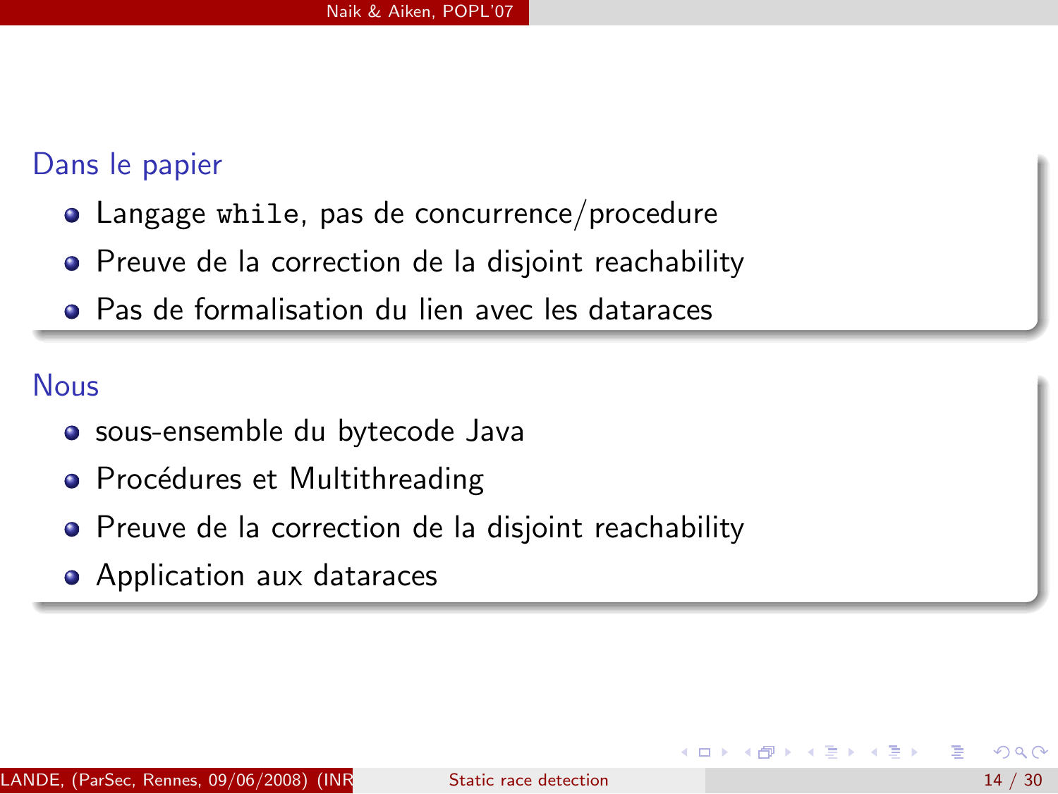## Dans le papier

- Langage `while`, pas de concurrence/procedure
- Preuve de la correction de la disjoint reachability
- Pas de formalisation du lien avec les dataraces

## Nous

- sous-ensemble du bytecode Java
- Procédures et Multithreading
- Preuve de la correction de la disjoint reachability
- Application aux dataraces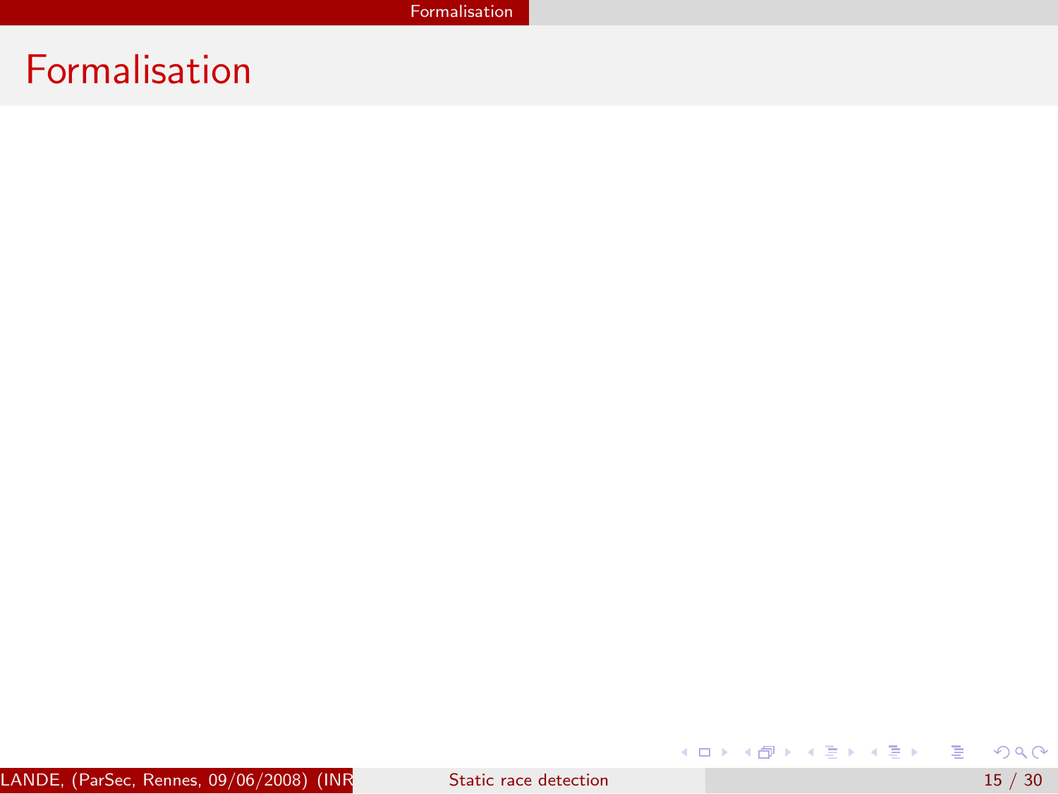# Formalisation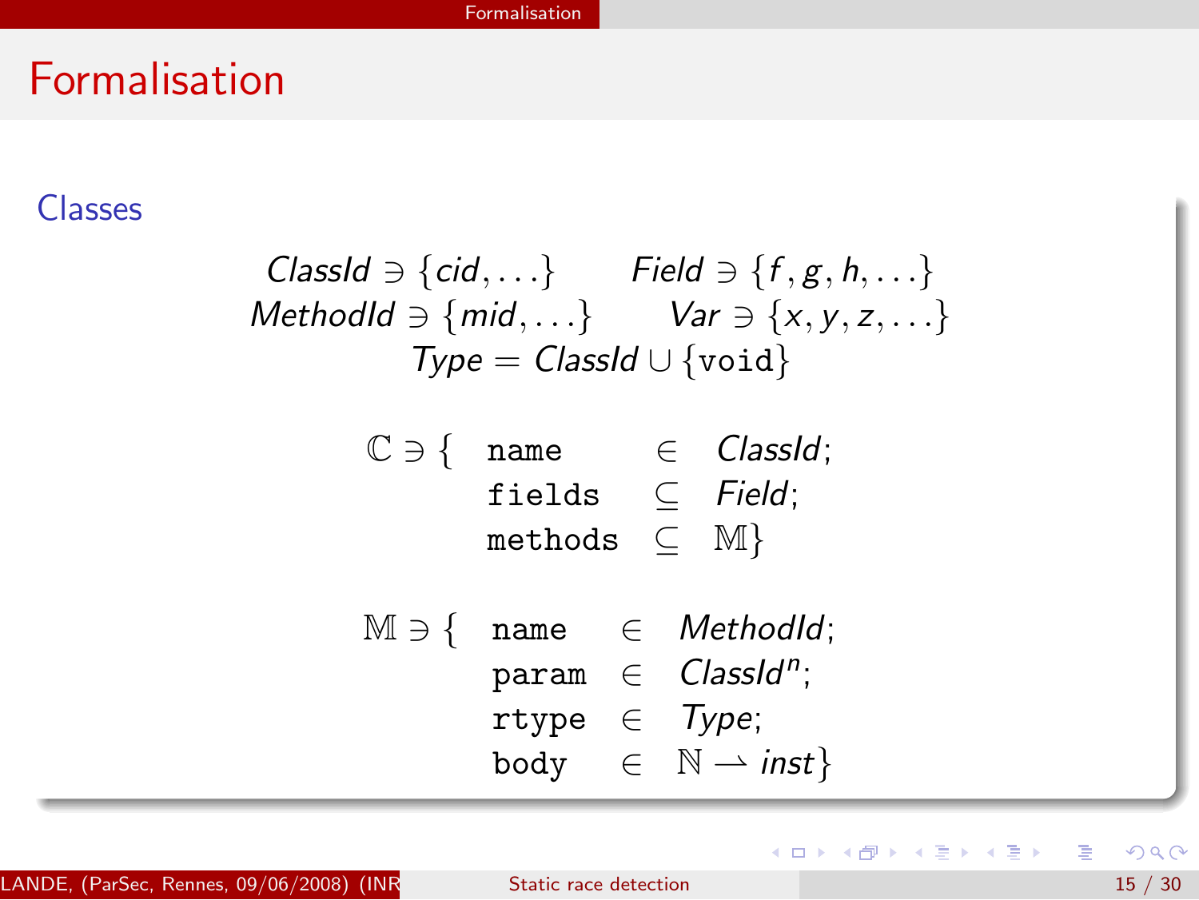# Formalisation

### Classes

$$
\begin{array}{cc}
\mathit{ClassId} \ni \{cid, \ldots\} & \mathit{Field} \ni \{f, g, h, \ldots\} \\
\mathit{MethodId} \ni \{mid, \ldots\} & \mathit{Var} \ni \{x, y, z, \ldots\} \\
\multicolumn{2}{c}{\mathit{Type} = \mathit{ClassId} \cup \{\texttt{void}\}}
\end{array}
$$

$$
\mathbb{C} \ni \{ \begin{array}{lll}
\texttt{name} & \in & \mathit{ClassId}; \\
\texttt{fields} & \subseteq & \mathit{Field}; \\
\texttt{methods} & \subseteq & \mathbb{M}\}
\end{array}
$$

$$
\mathbb{M} \ni \{ \begin{array}{lll}
\texttt{name} & \in & \mathit{MethodId}; \\
\texttt{param} & \in & \mathit{ClassId}^n; \\
\texttt{rtype} & \in & \mathit{Type}; \\
\texttt{body} & \in & \mathbb{N} \rightharpoonup \mathit{inst}\}
\end{array}
$$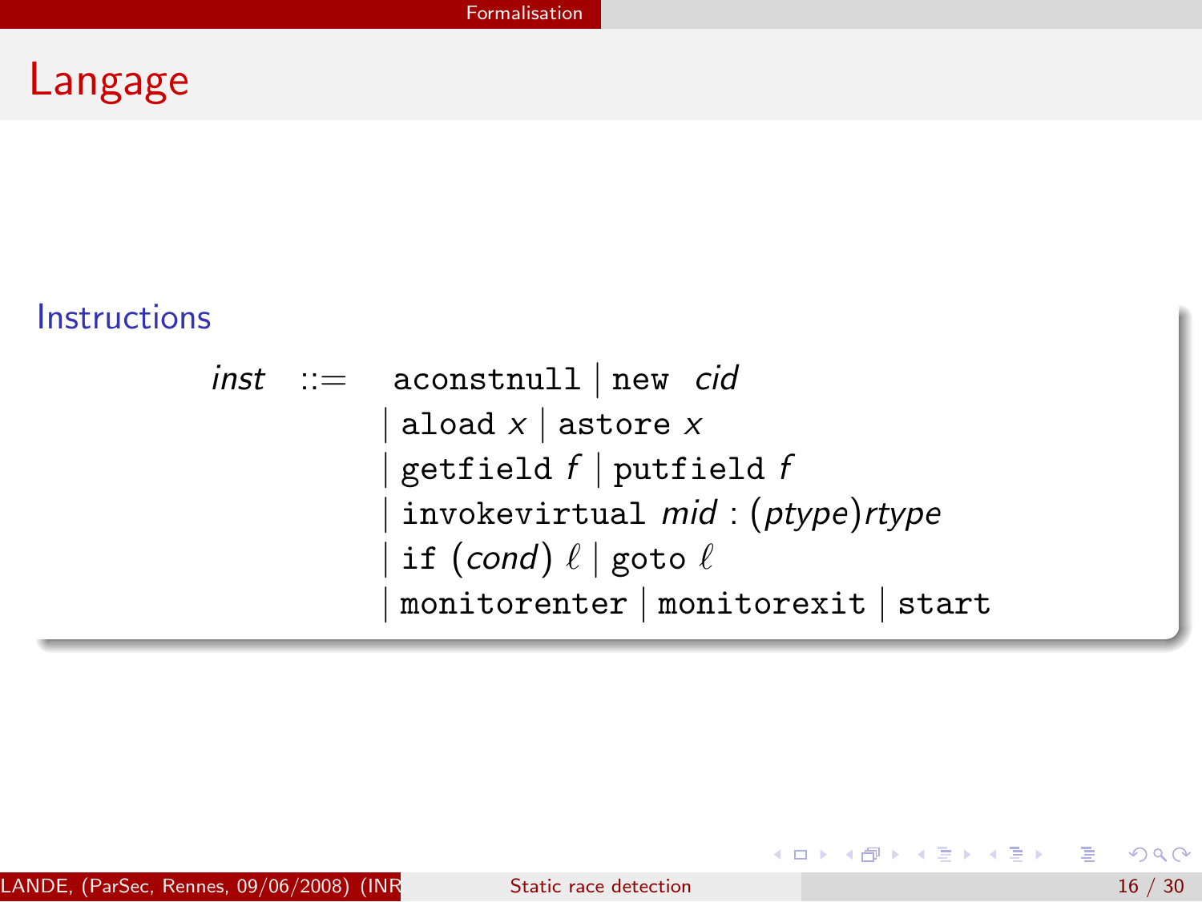# Langage

### Instructions

$$
\begin{array}{rcl}
\mathit{inst} & ::= & \texttt{aconstnull} \mid \texttt{new}\ \ \mathit{cid} \\
& & \mid \texttt{aload}\ x \mid \texttt{astore}\ x \\
& & \mid \texttt{getfield}\ f \mid \texttt{putfield}\ f \\
& & \mid \texttt{invokevirtual}\ \mathit{mid} : (\mathit{ptype})\mathit{rtype} \\
& & \mid \texttt{if}\ (\mathit{cond})\ \ell \mid \texttt{goto}\ \ell \\
& & \mid \texttt{monitorenter} \mid \texttt{monitorexit} \mid \texttt{start}
\end{array}
$$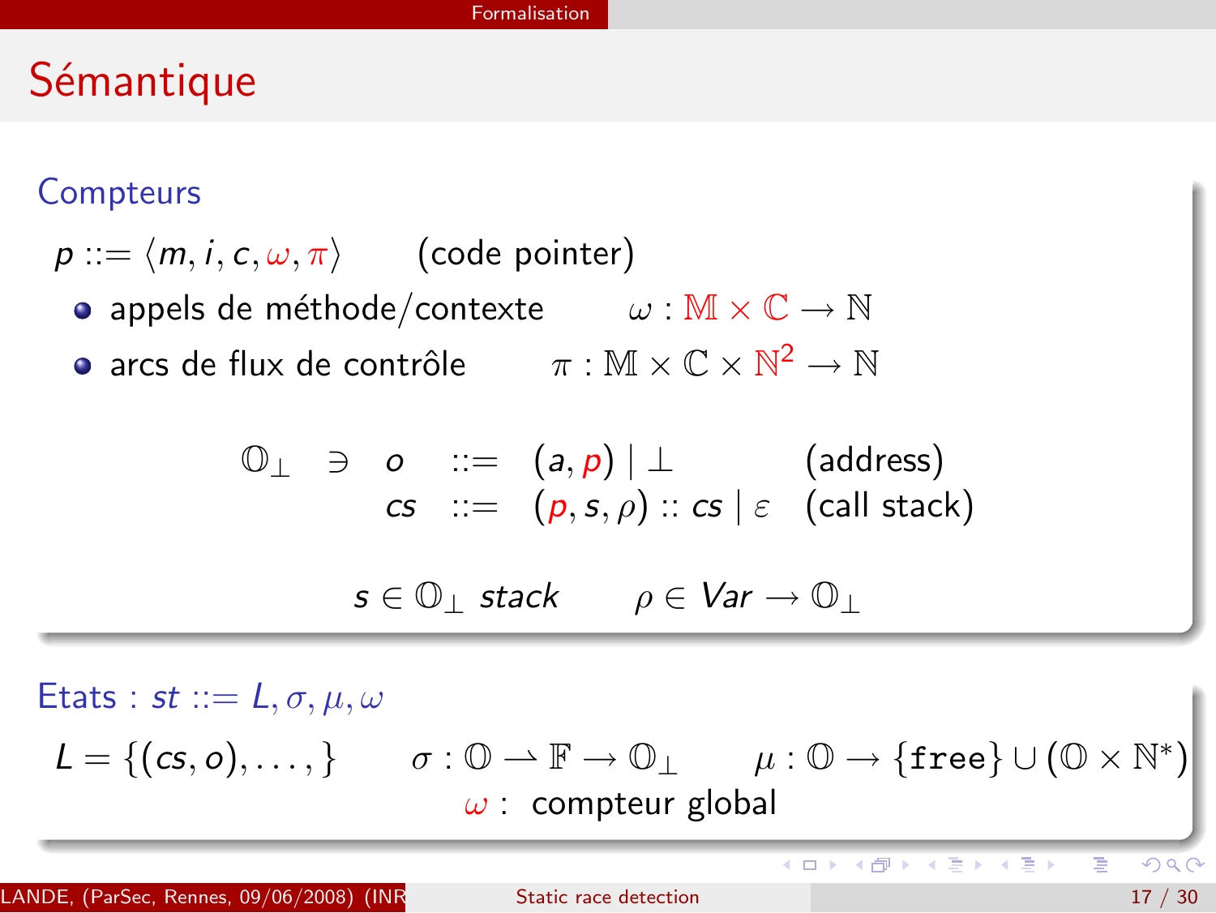# Sémantique

### Compteurs

$p ::= \langle m, i, c, \omega, \pi \rangle$ (code pointer)

- appels de méthode/contexte $\omega : \mathbb{M} \times \mathbb{C} \rightarrow \mathbb{N}$
- arcs de flux de contrôle $\pi : \mathbb{M} \times \mathbb{C} \times \mathbb{N}^2 \rightarrow \mathbb{N}$

$$
\begin{array}{llll}
\mathbb{O}_\perp \ni & o & ::= & (a, p) \mid \perp \quad \text{(address)} \\
& cs & ::= & (p, s, \rho) :: cs \mid \varepsilon \quad \text{(call stack)}
\end{array}
$$

$s \in \mathbb{O}_\perp$ *stack* $\quad \rho \in Var \rightarrow \mathbb{O}_\perp$

### Etats : $st ::= L, \sigma, \mu, \omega$

$L = \{(cs, o), \ldots, \}$ $\quad \sigma : \mathbb{O} \rightharpoonup \mathbb{F} \rightarrow \mathbb{O}_\perp$ $\quad \mu : \mathbb{O} \rightarrow \{\texttt{free}\} \cup (\mathbb{O} \times \mathbb{N}^*)$

$\omega$ : compteur global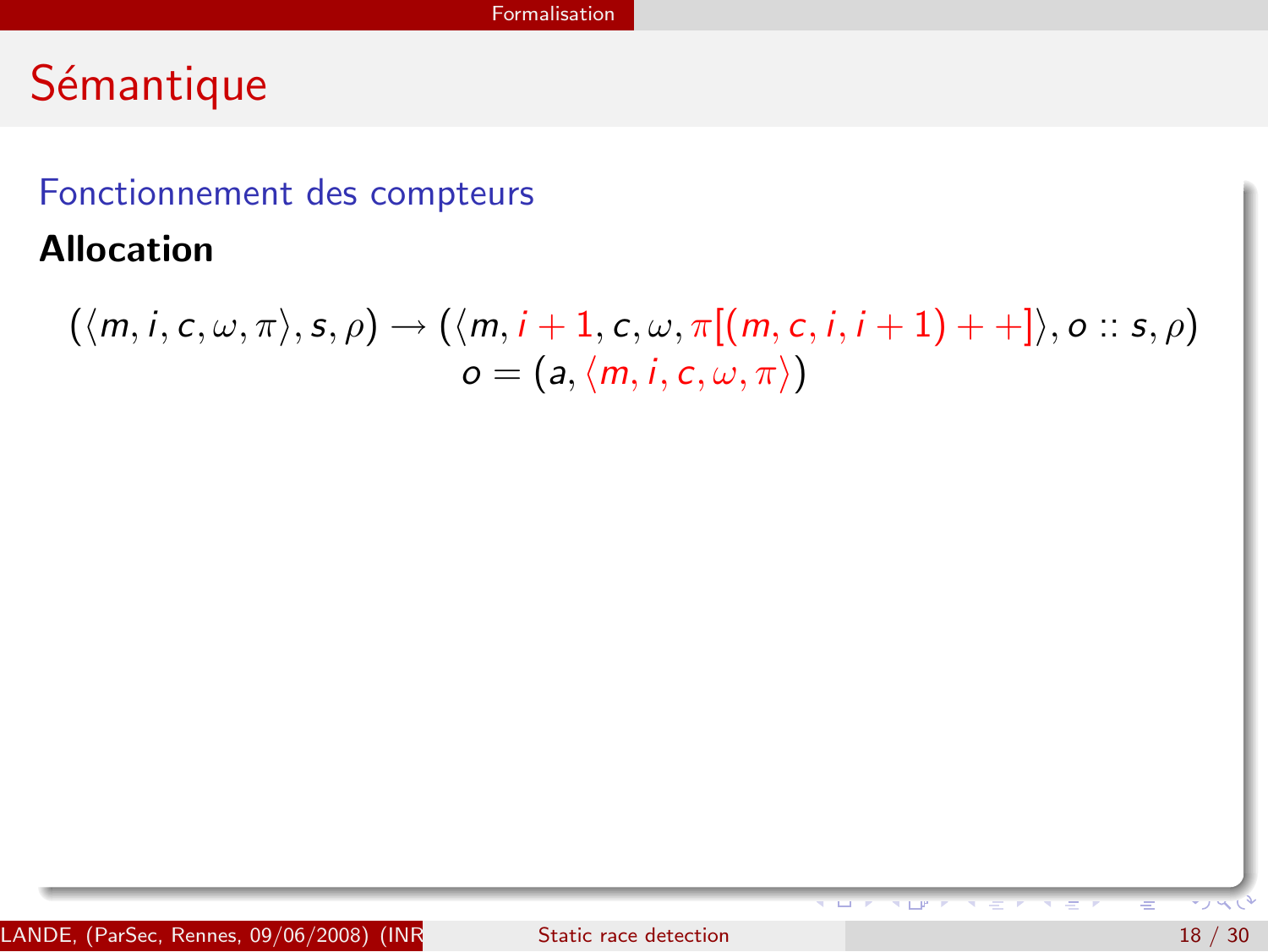# Sémantique

## Fonctionnement des compteurs

**Allocation**

$$(\langle m, i, c, \omega, \pi \rangle, s, \rho) \rightarrow (\langle m, i+1, c, \omega, \pi[(m, c, i, i+1) ++] \rangle, o :: s, \rho)$$
$$o = (a, \langle m, i, c, \omega, \pi \rangle)$$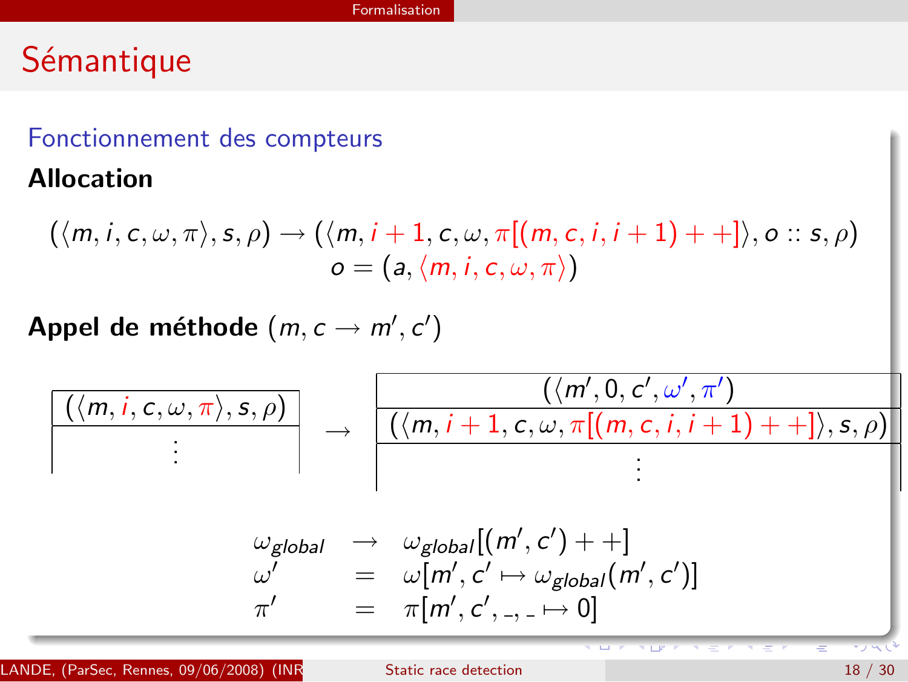# Sémantique

## Fonctionnement des compteurs

**Allocation**

$$(\langle m, i, c, \omega, \pi \rangle, s, \rho) \rightarrow (\langle m, i+1, c, \omega, \pi[(m, c, i, i+1) ++] \rangle, o :: s, \rho)$$

$$o = (a, \langle m, i, c, \omega, \pi \rangle)$$

**Appel de méthode** $(m, c \rightarrow m', c')$

$$\begin{array}{|c|}\hline (\langle m, i, c, \omega, \pi \rangle, s, \rho) \\ \hline \vdots \end{array} \rightarrow \begin{array}{|c|}\hline (\langle m', 0, c', \omega', \pi' ) \\ \hline (\langle m, i+1, c, \omega, \pi[(m, c, i, i+1) ++] \rangle, s, \rho) \\ \hline \vdots \end{array}$$

$$\begin{array}{lcl} \omega_{global} & \rightarrow & \omega_{global}[(m', c') ++] \\ \omega' & = & \omega[m', c' \mapsto \omega_{global}(m', c')] \\ \pi' & = & \pi[m', c', \_, \_ \mapsto 0] \end{array}$$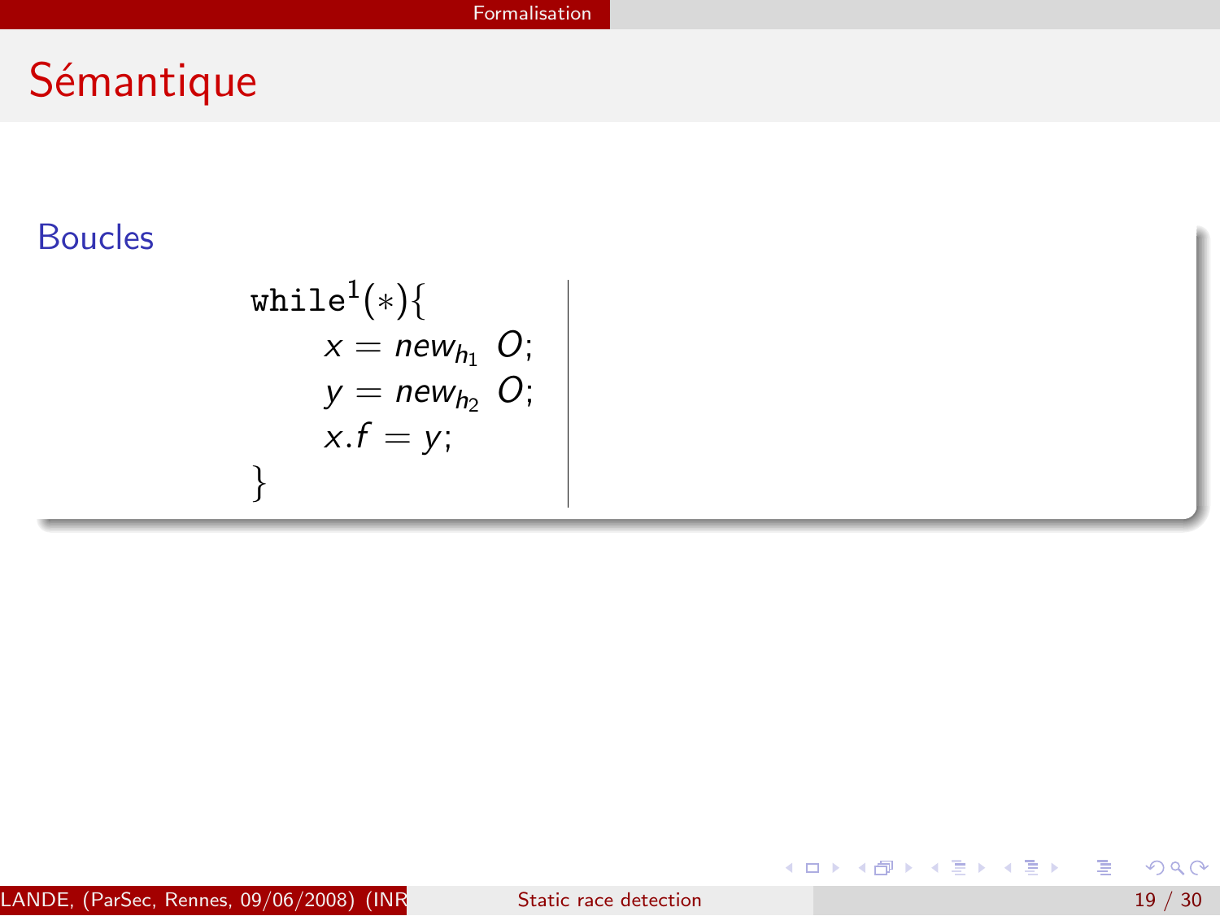# Sémantique

### Boucles

$$
\begin{array}{l}
\texttt{while}^1(*)\{ \\
\quad x = new_{h_1}\ O; \\
\quad y = new_{h_2}\ O; \\
\quad x.f = y; \\
\}
\end{array}
$$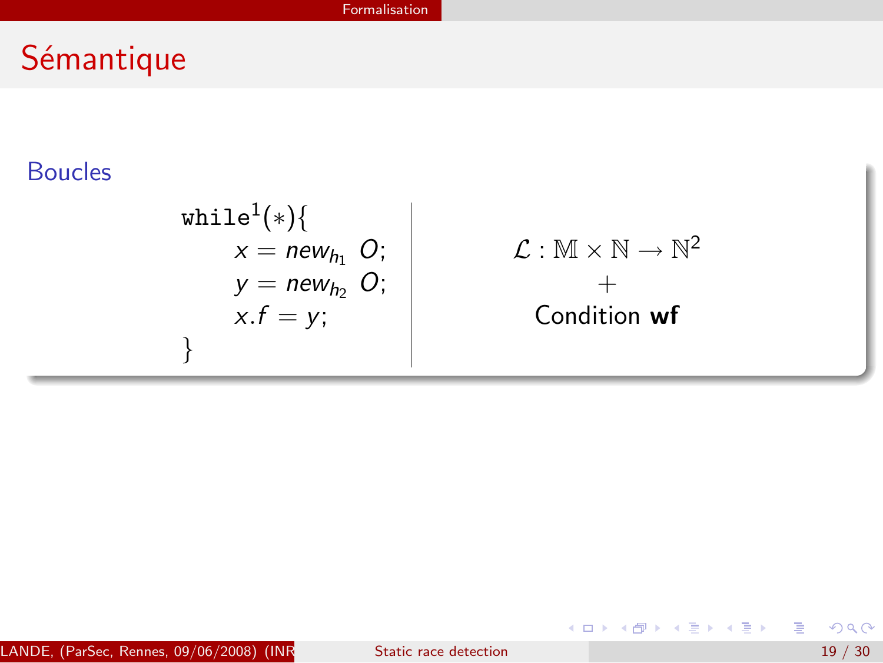# Sémantique

### Boucles

```
while¹(*){
    x = new_h1 O;
    y = new_h2 O;
    x.f = y;
}
```

$$\mathcal{L} : \mathbb{M} \times \mathbb{N} \rightarrow \mathbb{N}^2$$

$$+$$

Condition **wf**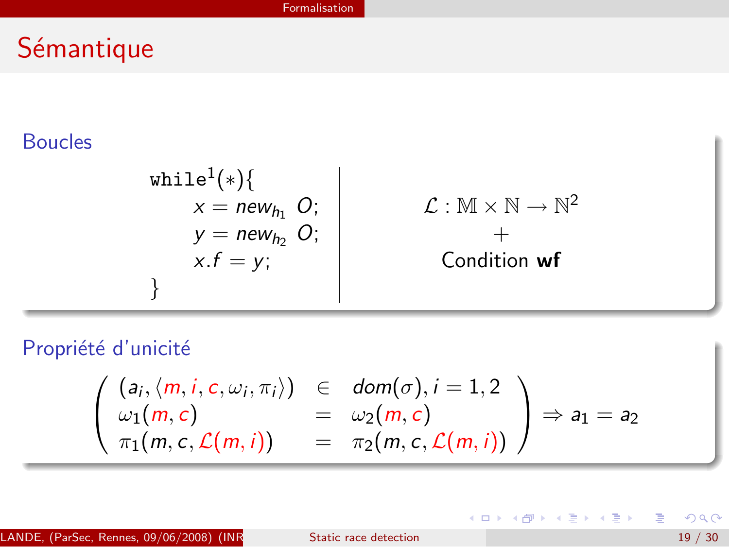# Sémantique

### Boucles

```
while¹(*){
    x = new_h1 O;
    y = new_h2 O;
    x.f = y;
}
```

$$\mathcal{L} : \mathbb{M} \times \mathbb{N} \rightarrow \mathbb{N}^2$$

$$+$$

Condition **wf**

### Propriété d'unicité

$$\left( \begin{array}{lcl} (a_i, \langle m, i, c, \omega_i, \pi_i \rangle) & \in & dom(\sigma), i = 1, 2 \\ \omega_1(m, c) & = & \omega_2(m, c) \\ \pi_1(m, c, \mathcal{L}(m, i)) & = & \pi_2(m, c, \mathcal{L}(m, i)) \end{array} \right) \Rightarrow a_1 = a_2$$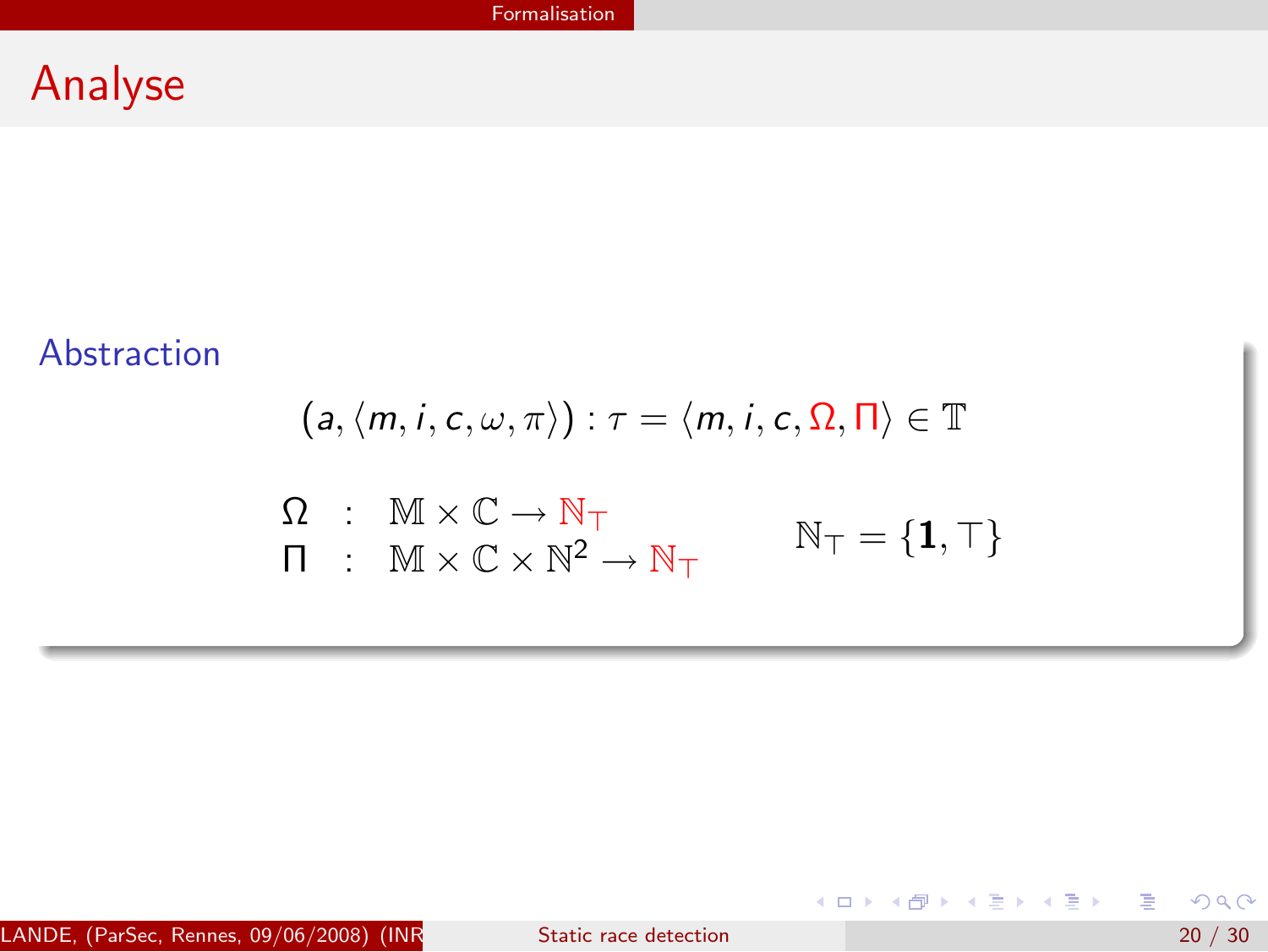# Analyse

### Abstraction

$$(a, \langle m, i, c, \omega, \pi \rangle) : \tau = \langle m, i, c, \Omega, \Pi \rangle \in \mathbb{T}$$

$$\begin{array}{lcl} \Omega & : & \mathbb{M} \times \mathbb{C} \rightarrow \mathbb{N}_\top \\ \Pi & : & \mathbb{M} \times \mathbb{C} \times \mathbb{N}^2 \rightarrow \mathbb{N}_\top \end{array} \qquad \mathbb{N}_\top = \{\mathbf{1}, \top\}$$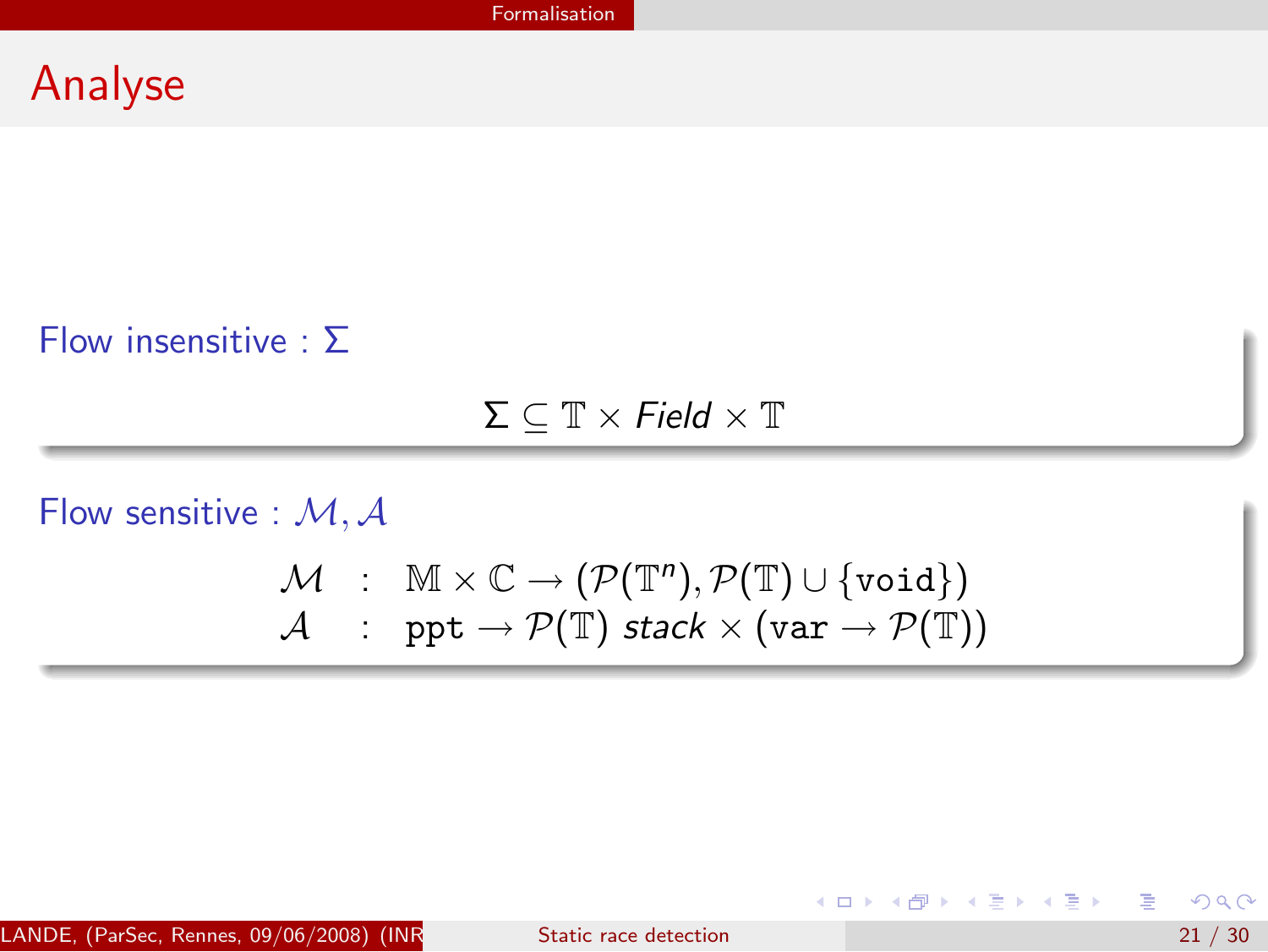# Analyse

**Flow insensitive :** $\Sigma$

$$\Sigma \subseteq \mathbb{T} \times \mathit{Field} \times \mathbb{T}$$

**Flow sensitive :** $\mathcal{M}, \mathcal{A}$

$$
\begin{array}{lcl}
\mathcal{M} & : & \mathbb{M} \times \mathbb{C} \rightarrow (\mathcal{P}(\mathbb{T}^n), \mathcal{P}(\mathbb{T}) \cup \{\texttt{void}\}) \\
\mathcal{A} & : & \texttt{ppt} \rightarrow \mathcal{P}(\mathbb{T}) \; \mathit{stack} \times (\texttt{var} \rightarrow \mathcal{P}(\mathbb{T}))
\end{array}
$$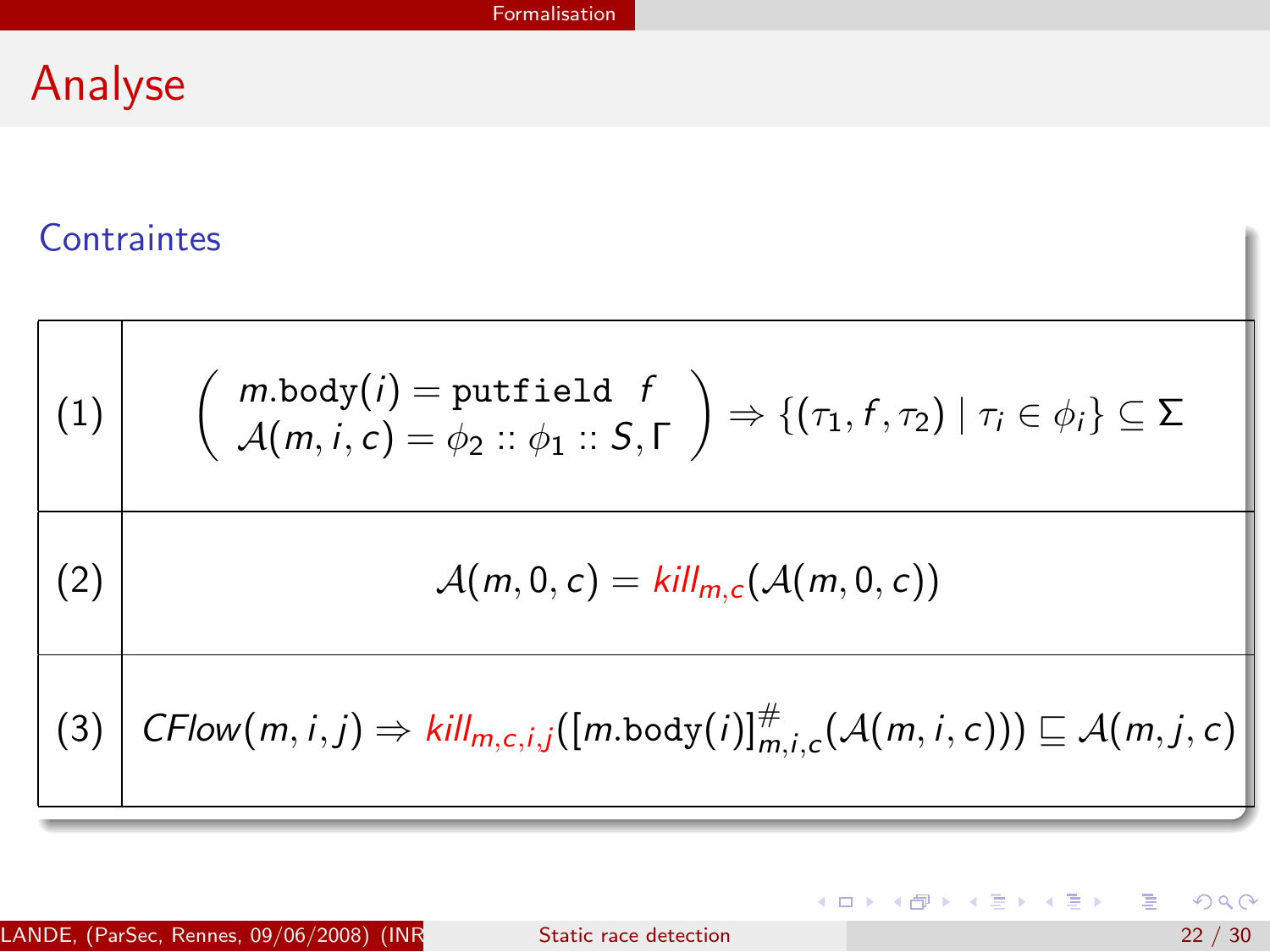# Analyse

## Contraintes

| | |
|---|---|
| (1) | $\left(\begin{array}{l} m.\texttt{body}(i) = \texttt{putfield}\ \ f \\ \mathcal{A}(m,i,c) = \phi_2 :: \phi_1 :: S, \Gamma \end{array}\right) \Rightarrow \{(\tau_1, f, \tau_2) \mid \tau_i \in \phi_i\} \subseteq \Sigma$ |
| (2) | $\mathcal{A}(m,0,c) = kill_{m,c}(\mathcal{A}(m,0,c))$ |
| (3) | $CFlow(m,i,j) \Rightarrow kill_{m,c,i,j}([m.\texttt{body}(i)]^{\#}_{m,i,c}(\mathcal{A}(m,i,c))) \sqsubseteq \mathcal{A}(m,j,c)$ |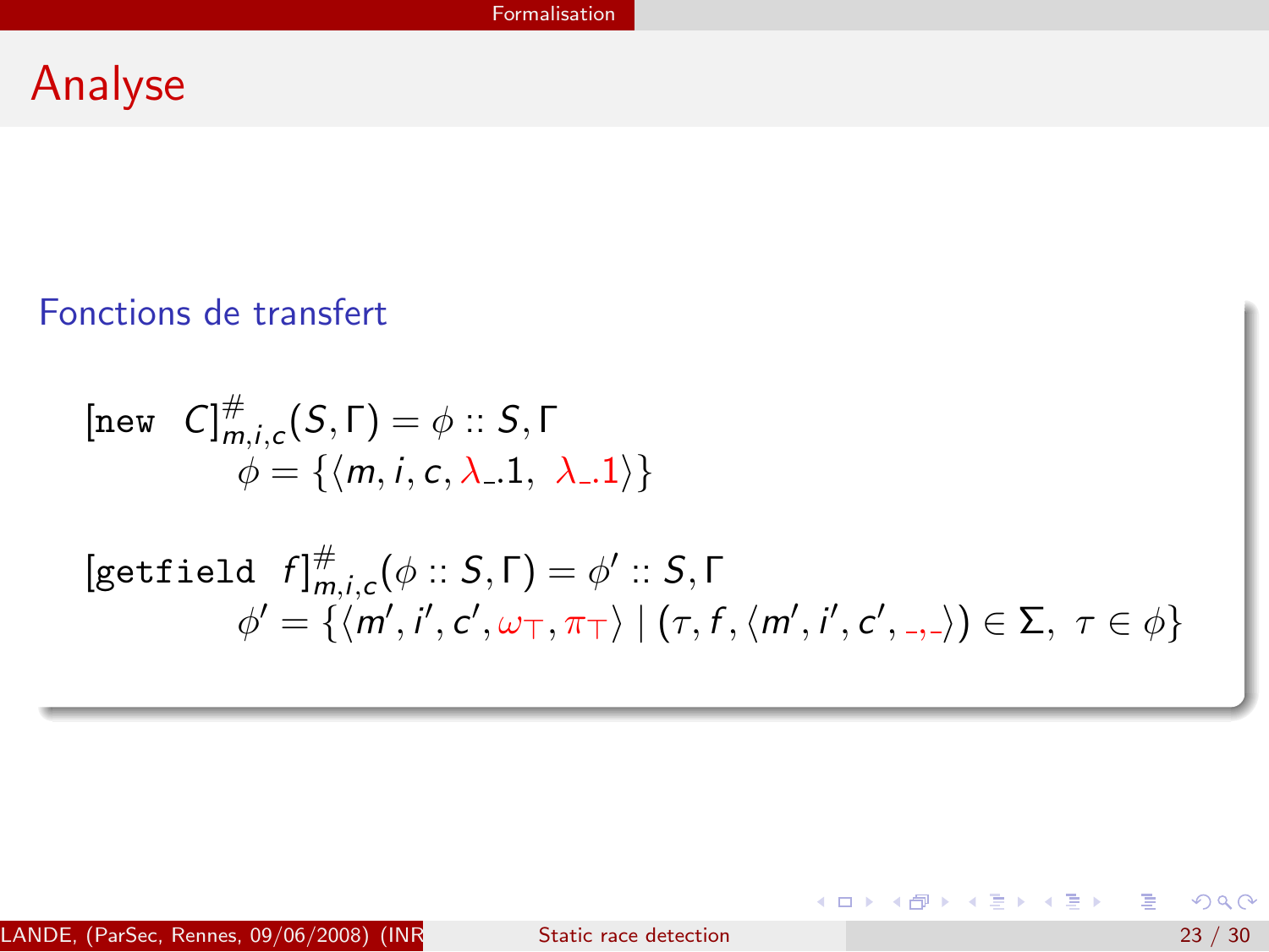## Analyse

### Fonctions de transfert

$$[\texttt{new}\ \ C]^{\#}_{m,i,c}(S,\Gamma) = \phi :: S, \Gamma$$
$$\phi = \{\langle m, i, c, \lambda\_.1,\ \lambda\_.1\rangle\}$$

$$[\texttt{getfield}\ \ f]^{\#}_{m,i,c}(\phi :: S, \Gamma) = \phi' :: S, \Gamma$$
$$\phi' = \{\langle m', i', c', \omega_\top, \pi_\top\rangle \mid (\tau, f, \langle m', i', c', \_, \_\rangle) \in \Sigma,\ \tau \in \phi\}$$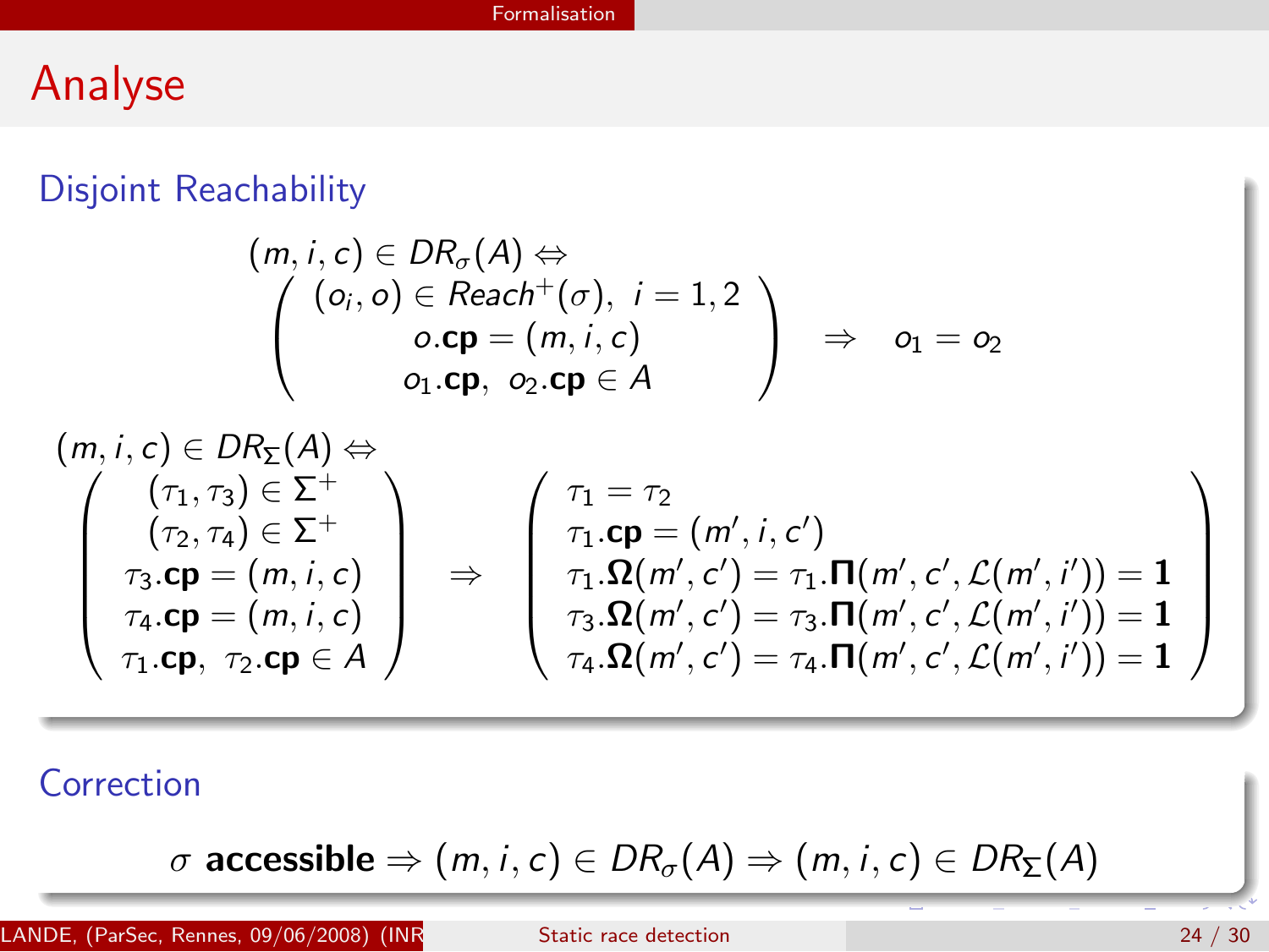# Analyse

## Disjoint Reachability

$$(m, i, c) \in DR_\sigma(A) \Leftrightarrow$$
$$\left( \begin{array}{c} (o_i, o) \in Reach^+(\sigma),\ i = 1, 2 \\ o.\mathbf{cp} = (m, i, c) \\ o_1.\mathbf{cp},\ o_2.\mathbf{cp} \in A \end{array} \right) \quad \Rightarrow \quad o_1 = o_2$$

$$(m, i, c) \in DR_\Sigma(A) \Leftrightarrow$$
$$\left( \begin{array}{c} (\tau_1, \tau_3) \in \Sigma^+ \\ (\tau_2, \tau_4) \in \Sigma^+ \\ \tau_3.\mathbf{cp} = (m, i, c) \\ \tau_4.\mathbf{cp} = (m, i, c) \\ \tau_1.\mathbf{cp},\ \tau_2.\mathbf{cp} \in A \end{array} \right) \Rightarrow \left( \begin{array}{l} \tau_1 = \tau_2 \\ \tau_1.\mathbf{cp} = (m', i, c') \\ \tau_1.\mathbf{\Omega}(m', c') = \tau_1.\mathbf{\Pi}(m', c', \mathcal{L}(m', i')) = \mathbf{1} \\ \tau_3.\mathbf{\Omega}(m', c') = \tau_3.\mathbf{\Pi}(m', c', \mathcal{L}(m', i')) = \mathbf{1} \\ \tau_4.\mathbf{\Omega}(m', c') = \tau_4.\mathbf{\Pi}(m', c', \mathcal{L}(m', i')) = \mathbf{1} \end{array} \right)$$

## Correction

$$\sigma \textbf{ accessible} \Rightarrow (m, i, c) \in DR_\sigma(A) \Rightarrow (m, i, c) \in DR_\Sigma(A)$$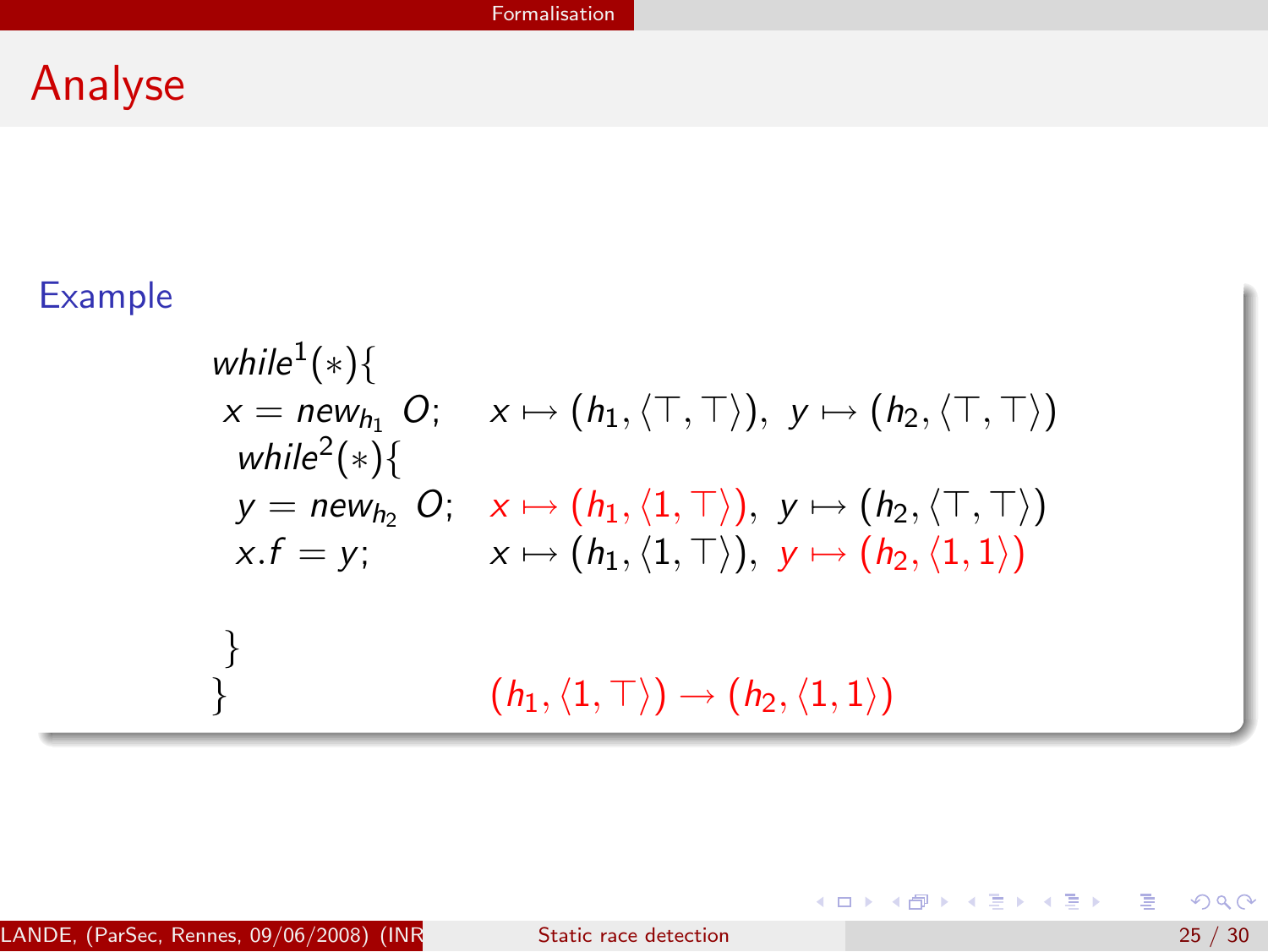# Analyse

### Example

| Code | Abstract state |
|---|---|
| $while^1(*)\{$ | |
| $\quad x = new_{h_1}\ O;$ | $x \mapsto (h_1, \langle \top, \top \rangle),\ y \mapsto (h_2, \langle \top, \top \rangle)$ |
| $\quad while^2(*)\{$ | |
| $\quad\quad y = new_{h_2}\ O;$ | $x \mapsto (h_1, \langle 1, \top \rangle),\ y \mapsto (h_2, \langle \top, \top \rangle)$ |
| $\quad\quad x.f = y;$ | $x \mapsto (h_1, \langle 1, \top \rangle),\ y \mapsto (h_2, \langle 1, 1 \rangle)$ |
| $\quad \}$ | |
| $\}$ | $(h_1, \langle 1, \top \rangle) \rightarrow (h_2, \langle 1, 1 \rangle)$ |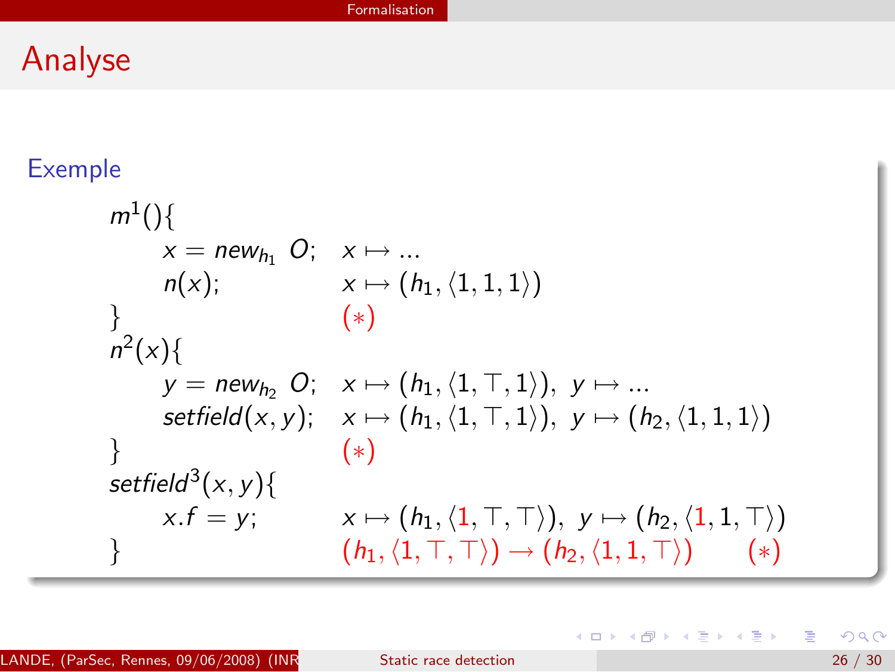## Analyse

### Exemple

| | |
|---|---|
| $m^1()\{$ | |
| $\quad x = new_{h_1}\ O;$ | $x \mapsto ...$ |
| $\quad n(x);$ | $x \mapsto (h_1, \langle 1, 1, 1 \rangle)$ |
| $\}$ | $(*)$ |
| $n^2(x)\{$ | |
| $\quad y = new_{h_2}\ O;$ | $x \mapsto (h_1, \langle 1, \top, 1 \rangle),\ y \mapsto ...$ |
| $\quad setfield(x, y);$ | $x \mapsto (h_1, \langle 1, \top, 1 \rangle),\ y \mapsto (h_2, \langle 1, 1, 1 \rangle)$ |
| $\}$ | $(*)$ |
| $setfield^3(x, y)\{$ | |
| $\quad x.f = y;$ | $x \mapsto (h_1, \langle 1, \top, \top \rangle),\ y \mapsto (h_2, \langle 1, 1, \top \rangle)$ |
| $\}$ | $(h_1, \langle 1, \top, \top \rangle) \rightarrow (h_2, \langle 1, 1, \top \rangle) \qquad (*)$ |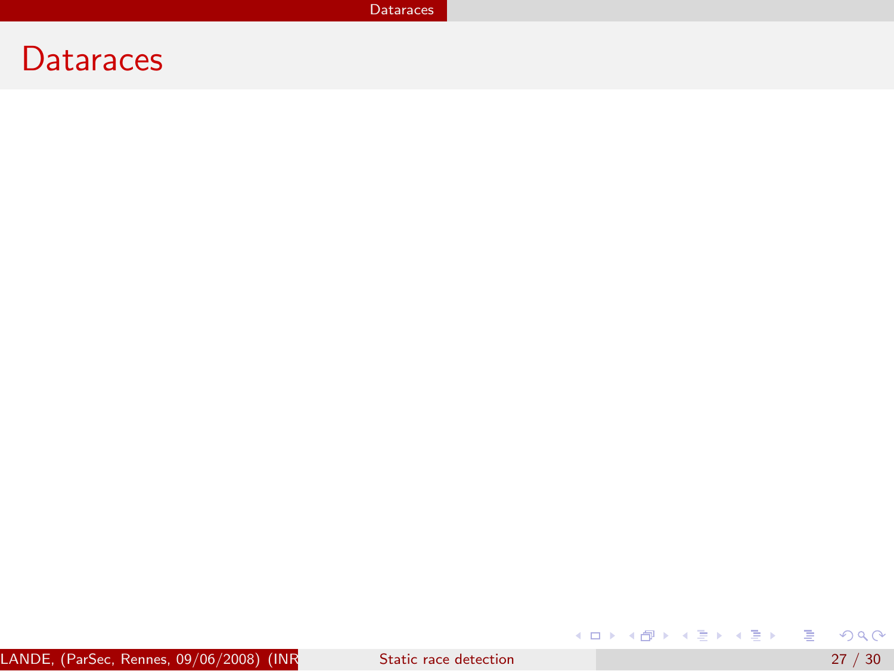# Dataraces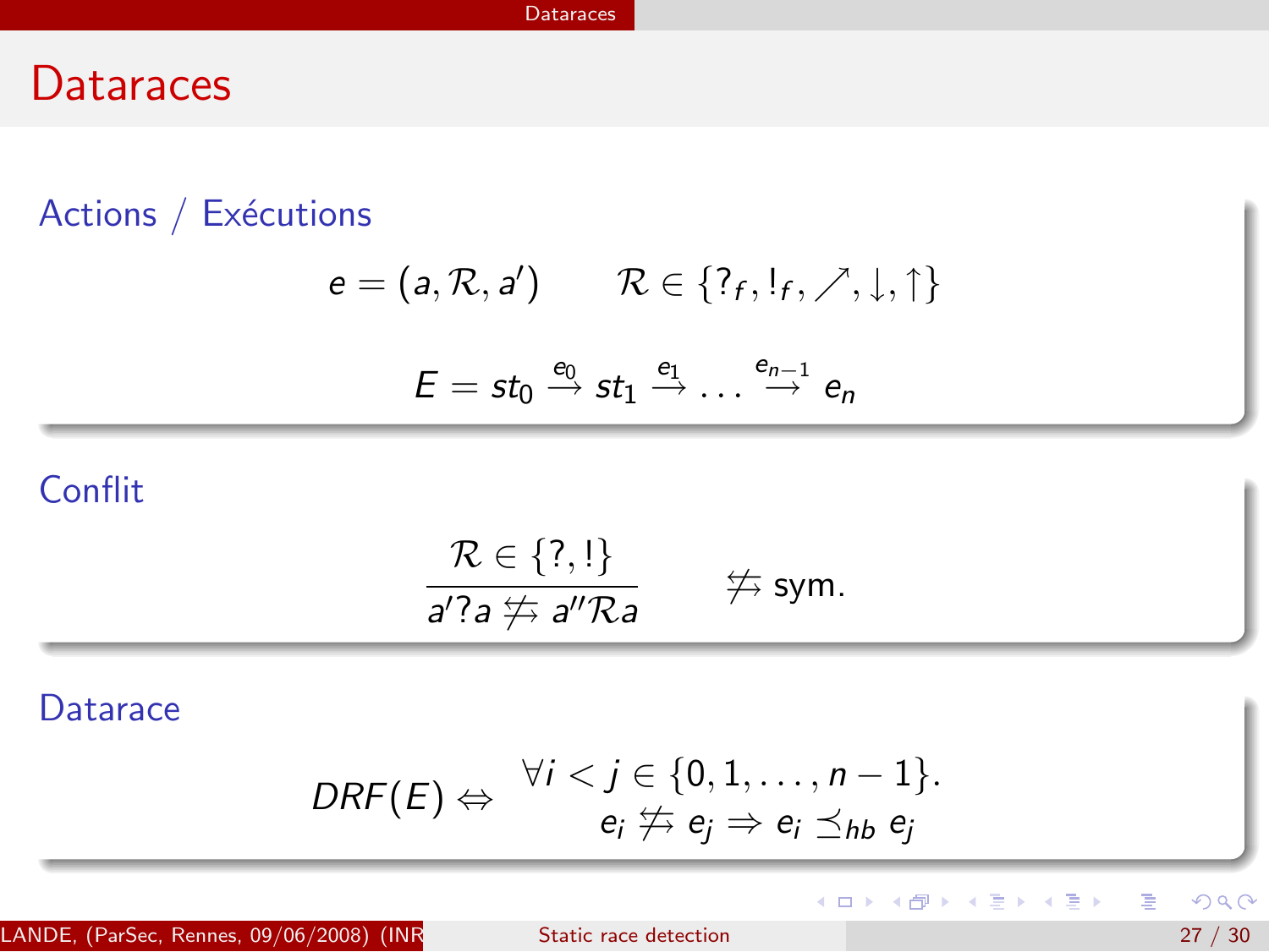# Dataraces

### Actions / Exécutions

$$e = (a, \mathcal{R}, a') \qquad \mathcal{R} \in \{?_f, !_f, \nearrow, \downarrow, \uparrow\}$$

$$E = st_0 \xrightarrow{e_0} st_1 \xrightarrow{e_1} \dots \xrightarrow{e_{n-1}} e_n$$

### Conflit

$$\frac{\mathcal{R} \in \{?, !\}}{a'?a \not\rightleftharpoons a''\mathcal{R}a} \qquad \not\rightleftharpoons \text{ sym.}$$

### Datarace

$$DRF(E) \Leftrightarrow \begin{array}{c} \forall i < j \in \{0, 1, \dots, n-1\}. \\ e_i \not\rightleftharpoons e_j \Rightarrow e_i \preceq_{hb} e_j \end{array}$$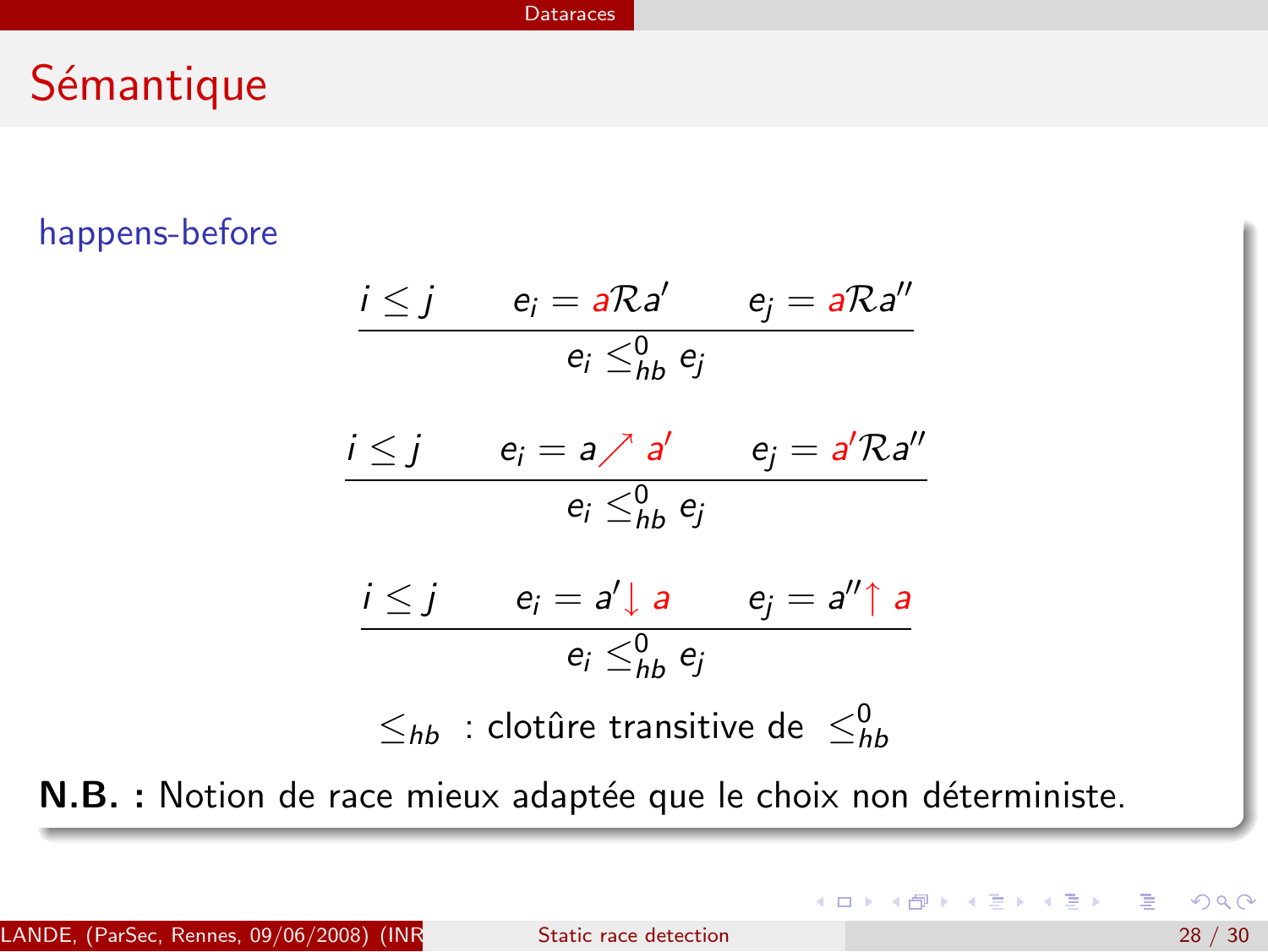# Sémantique

happens-before

$$\frac{i \leq j \qquad e_i = a\mathcal{R}a' \qquad e_j = a\mathcal{R}a''}{e_i \leq^0_{hb} e_j}$$

$$\frac{i \leq j \qquad e_i = a \nearrow a' \qquad e_j = a'\mathcal{R}a''}{e_i \leq^0_{hb} e_j}$$

$$\frac{i \leq j \qquad e_i = a' \downarrow a \qquad e_j = a'' \uparrow a}{e_i \leq^0_{hb} e_j}$$

$\leq_{hb}$ : clotûre transitive de $\leq^0_{hb}$

**N.B. :** Notion de race mieux adaptée que le choix non déterministe.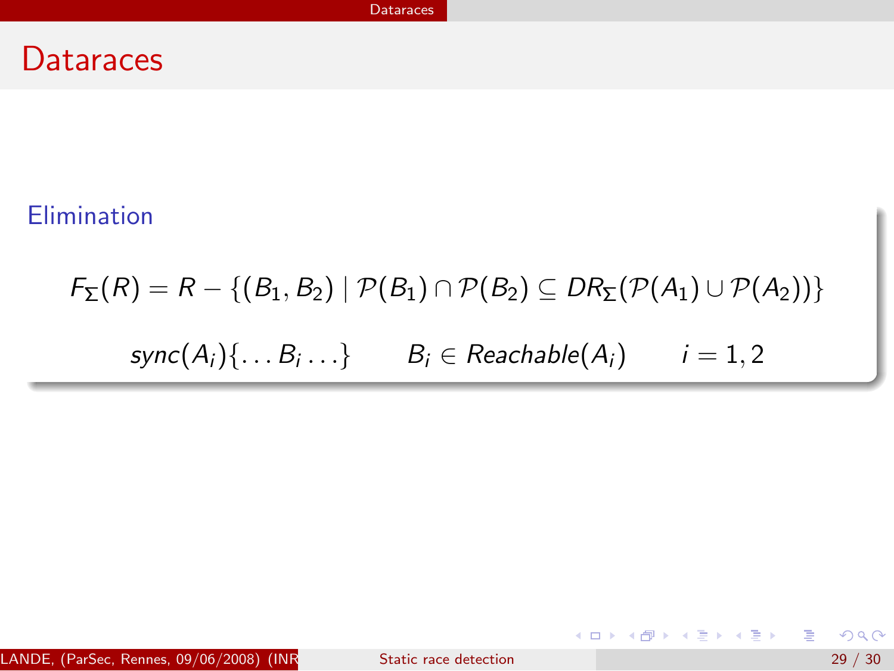# Dataraces

**Elimination**

$$F_\Sigma(R) = R - \{(B_1, B_2) \mid \mathcal{P}(B_1) \cap \mathcal{P}(B_2) \subseteq DR_\Sigma(\mathcal{P}(A_1) \cup \mathcal{P}(A_2))\}$$

$$sync(A_i)\{\ldots B_i \ldots\} \qquad B_i \in Reachable(A_i) \qquad i = 1, 2$$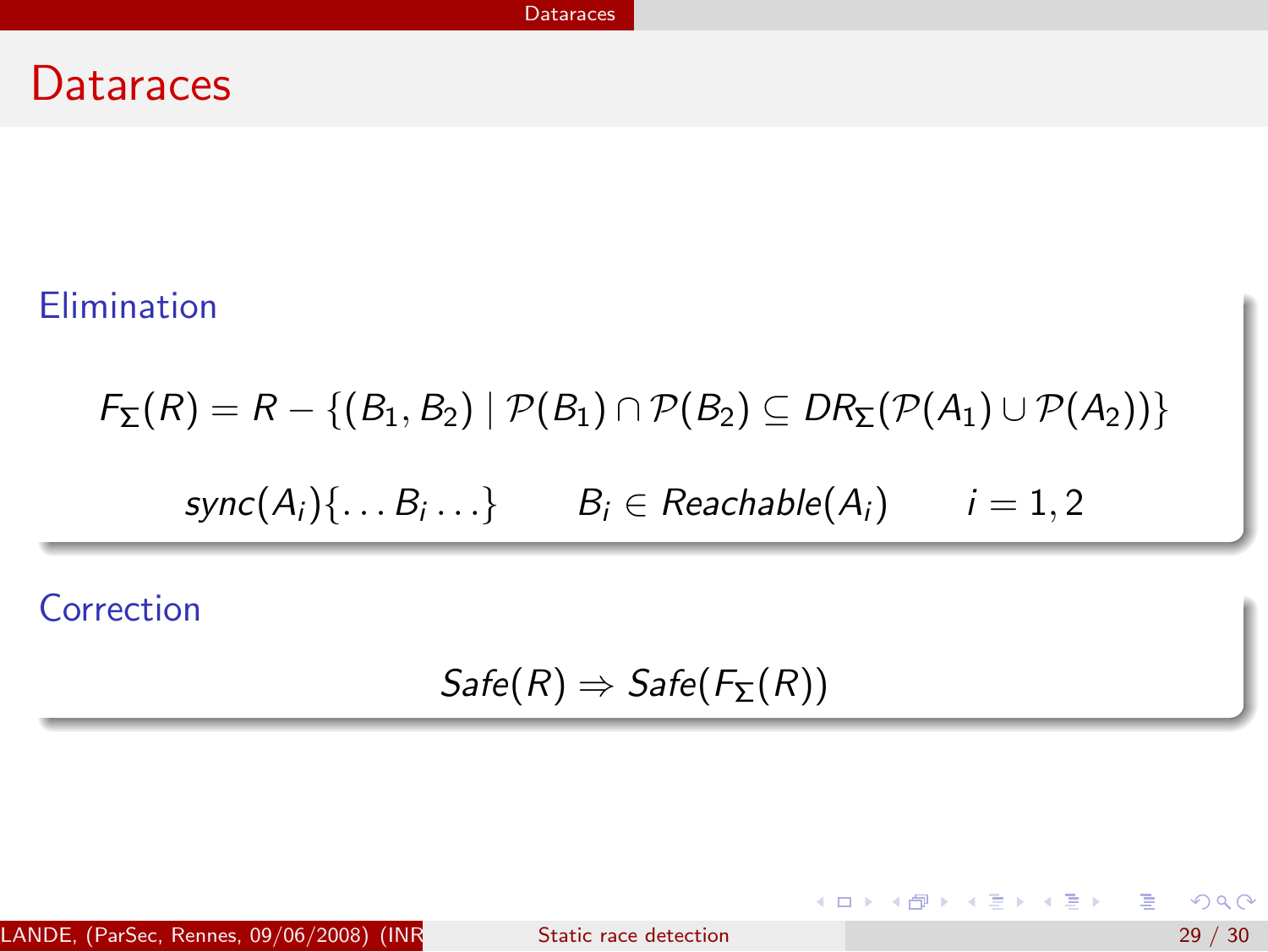# Dataraces

### Elimination

$$F_\Sigma(R) = R - \{(B_1, B_2) \mid \mathcal{P}(B_1) \cap \mathcal{P}(B_2) \subseteq DR_\Sigma(\mathcal{P}(A_1) \cup \mathcal{P}(A_2))\}$$

$$sync(A_i)\{\ldots B_i \ldots\} \qquad B_i \in Reachable(A_i) \qquad i = 1, 2$$

### Correction

$$Safe(R) \Rightarrow Safe(F_\Sigma(R))$$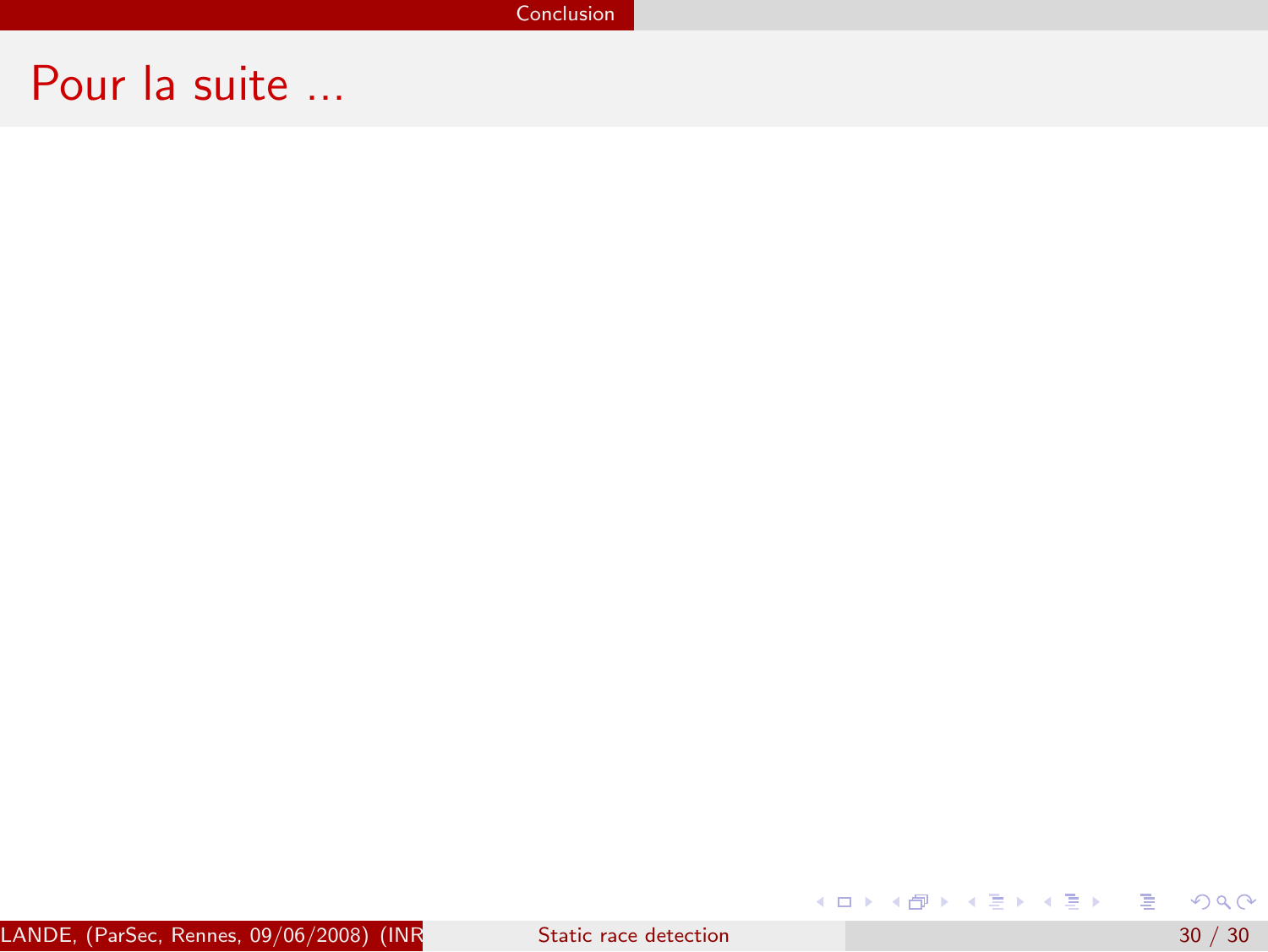# Pour la suite ...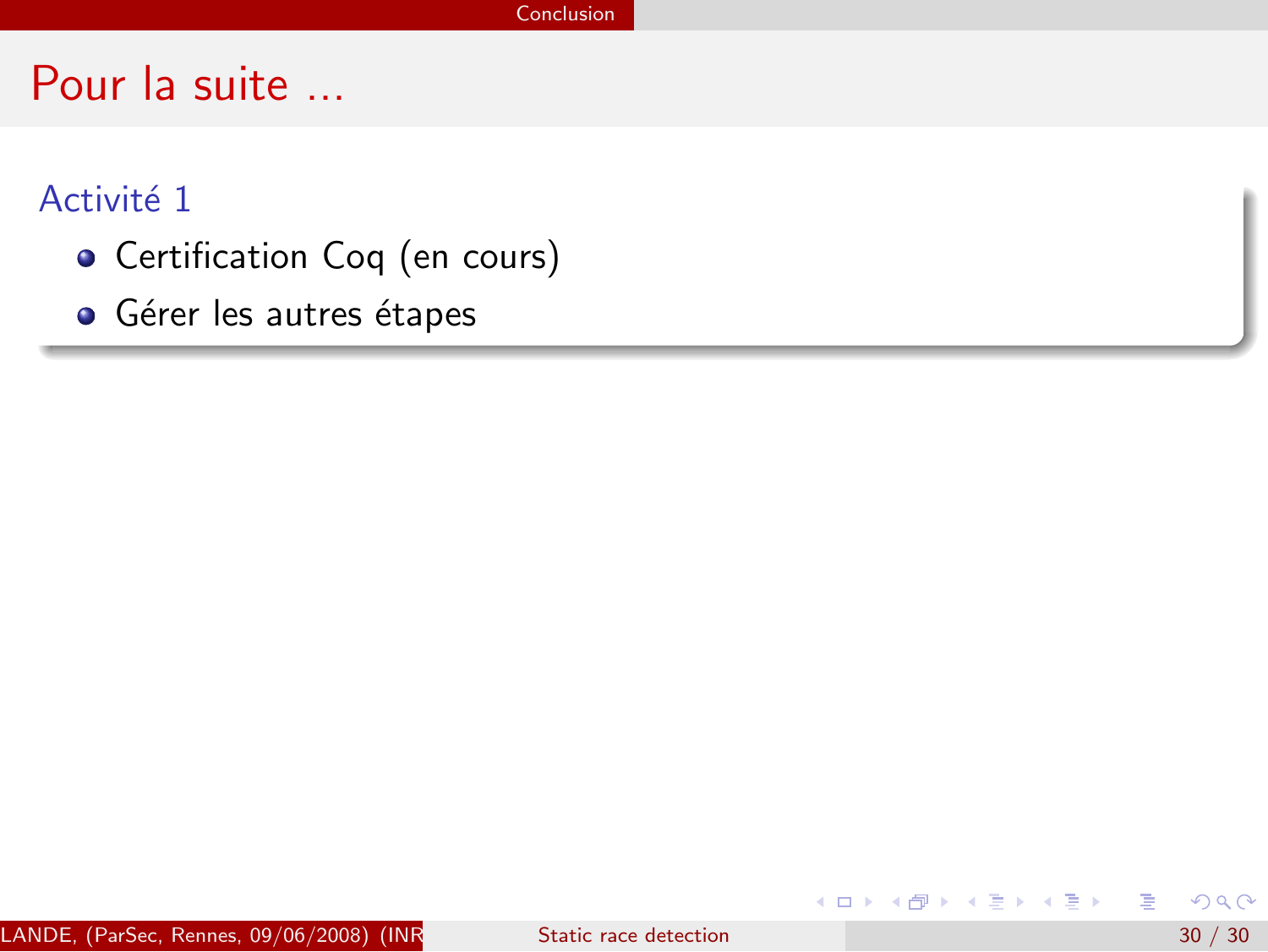# Pour la suite ...

### Activité 1

- Certification Coq (en cours)
- Gérer les autres étapes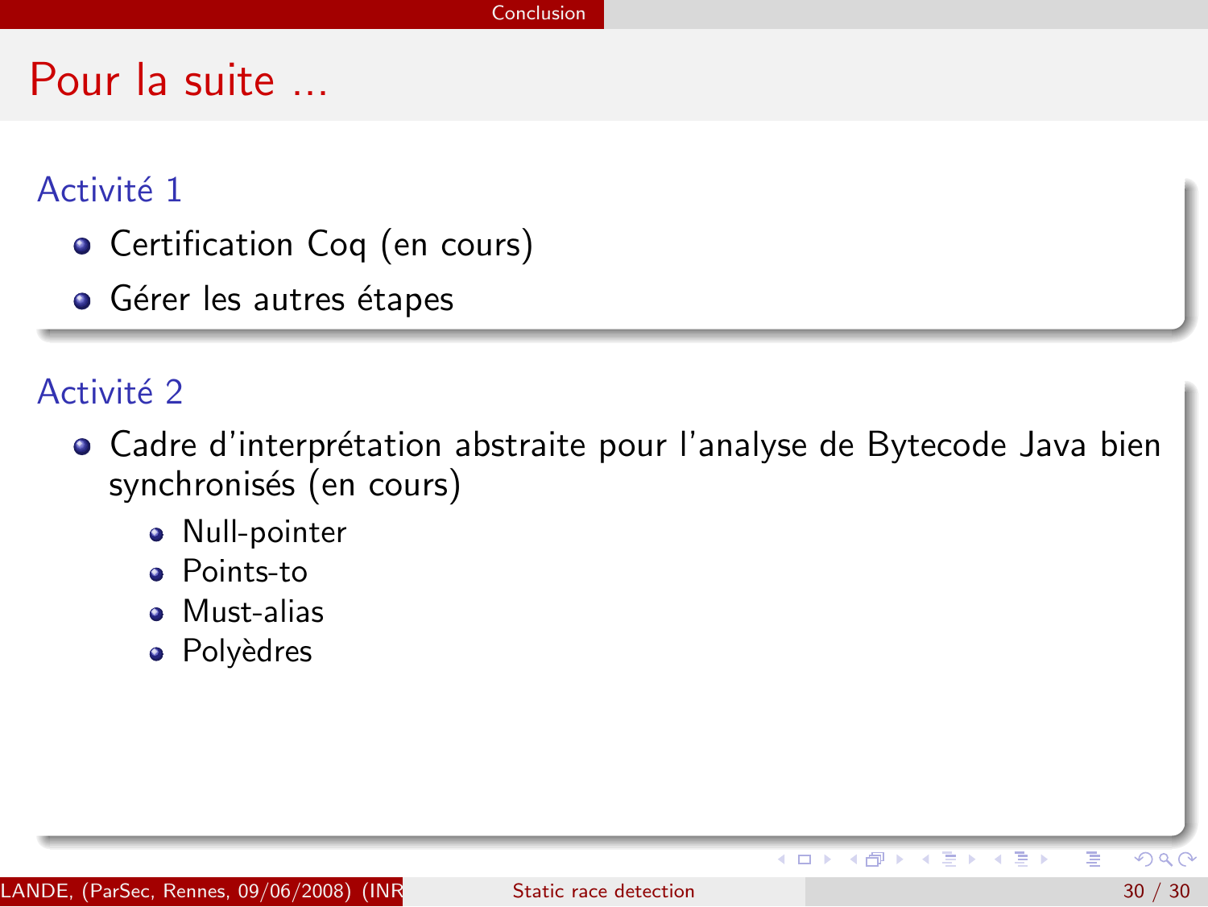# Pour la suite ...

### Activité 1

- Certification Coq (en cours)
- Gérer les autres étapes

### Activité 2

- Cadre d'interprétation abstraite pour l'analyse de Bytecode Java bien synchronisés (en cours)
  - Null-pointer
  - Points-to
  - Must-alias
  - Polyèdres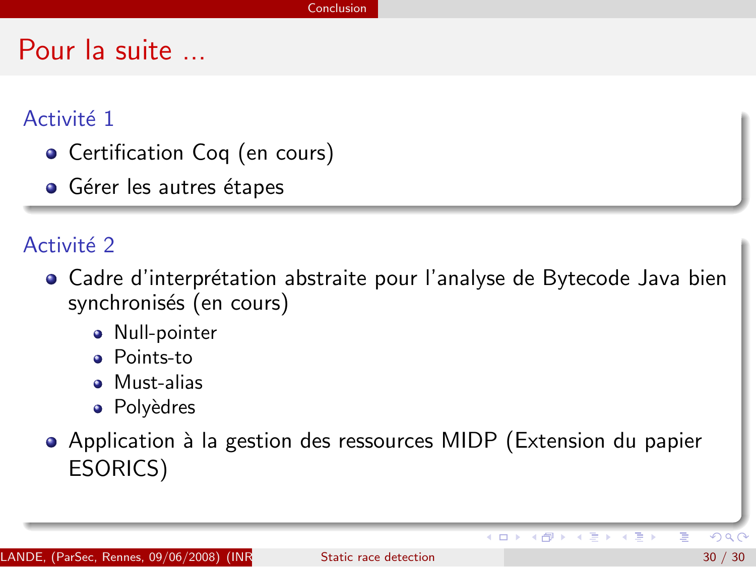# Pour la suite ...

## Activité 1

- Certification Coq (en cours)
- Gérer les autres étapes

## Activité 2

- Cadre d'interprétation abstraite pour l'analyse de Bytecode Java bien synchronisés (en cours)
  - Null-pointer
  - Points-to
  - Must-alias
  - Polyèdres
- Application à la gestion des ressources MIDP (Extension du papier ESORICS)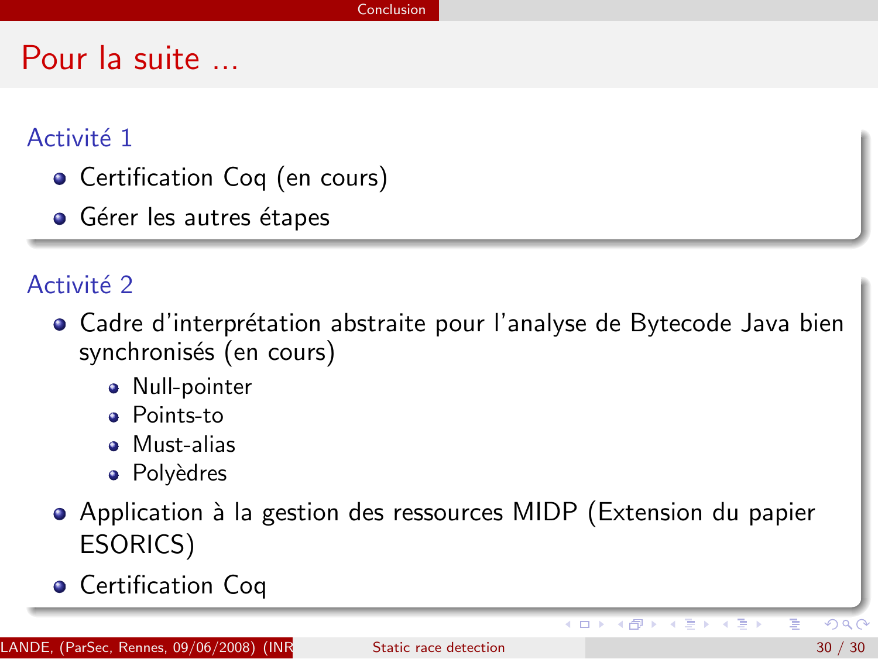# Pour la suite ...

### Activité 1

- Certification Coq (en cours)
- Gérer les autres étapes

### Activité 2

- Cadre d'interprétation abstraite pour l'analyse de Bytecode Java bien synchronisés (en cours)
  - Null-pointer
  - Points-to
  - Must-alias
  - Polyèdres
- Application à la gestion des ressources MIDP (Extension du papier ESORICS)
- Certification Coq